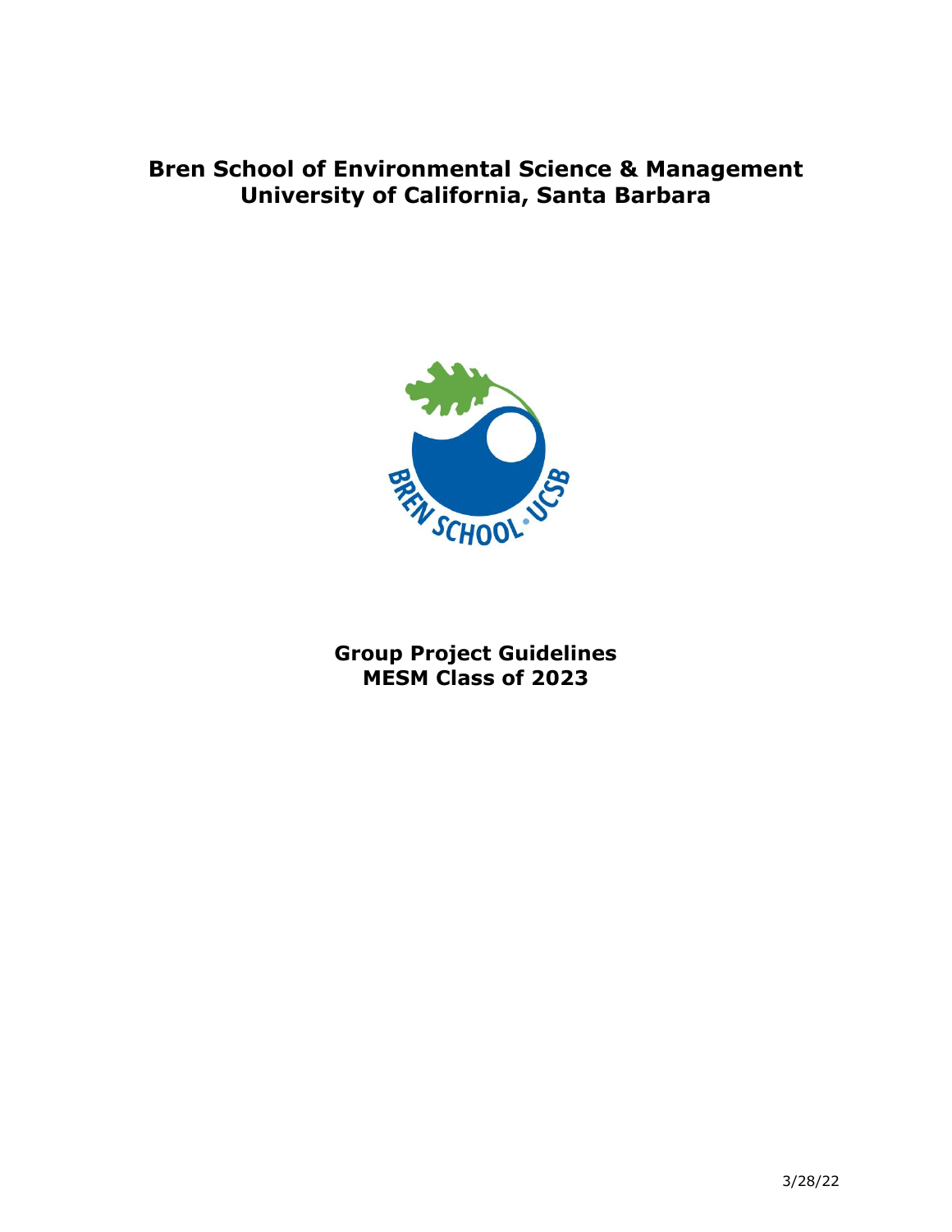# Bren School of Environmental Science & Management
# University of California, Santa Barbara

## Group Project Guidelines
## MESM Class of 2023

3/28/22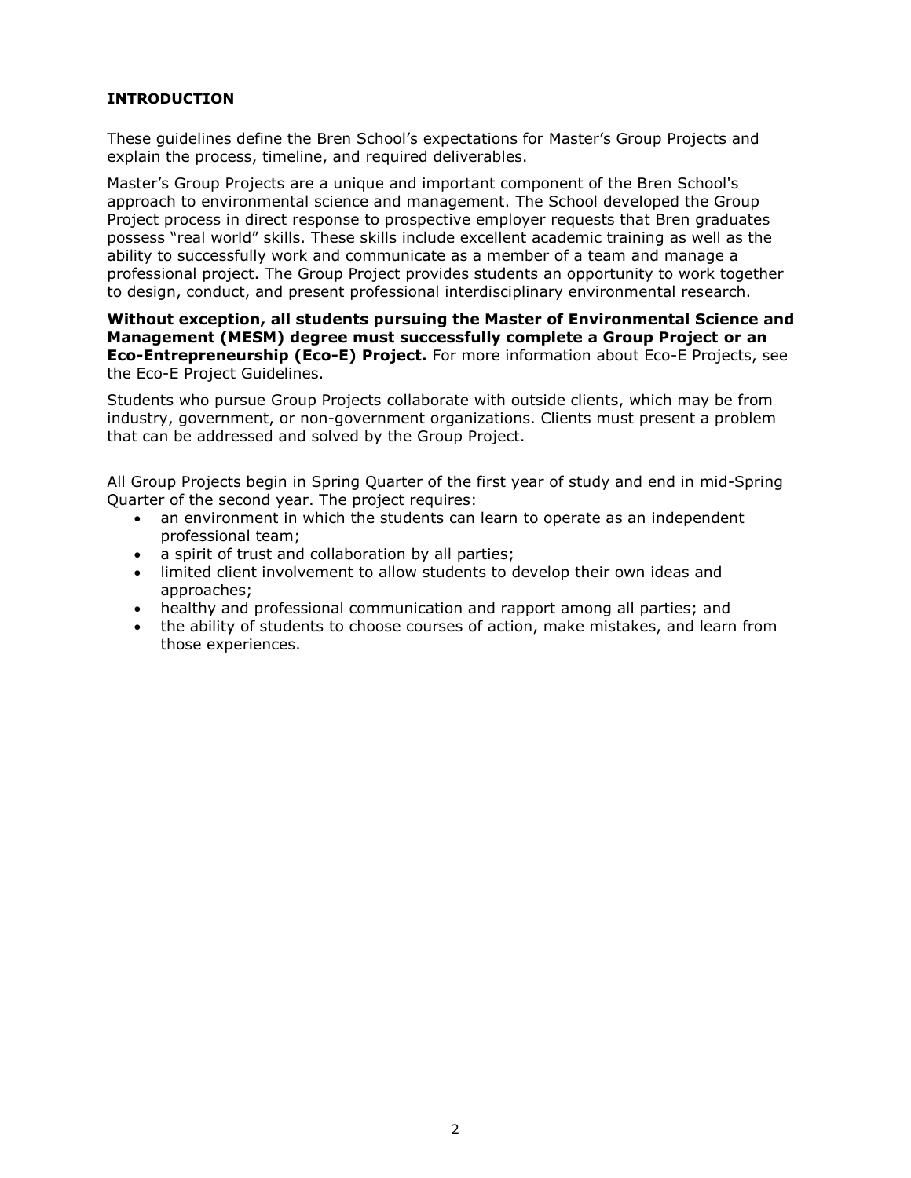## INTRODUCTION

These guidelines define the Bren School's expectations for Master's Group Projects and explain the process, timeline, and required deliverables.

Master's Group Projects are a unique and important component of the Bren School's approach to environmental science and management. The School developed the Group Project process in direct response to prospective employer requests that Bren graduates possess "real world" skills. These skills include excellent academic training as well as the ability to successfully work and communicate as a member of a team and manage a professional project. The Group Project provides students an opportunity to work together to design, conduct, and present professional interdisciplinary environmental research.

**Without exception, all students pursuing the Master of Environmental Science and Management (MESM) degree must successfully complete a Group Project or an Eco-Entrepreneurship (Eco-E) Project.** For more information about Eco-E Projects, see the Eco-E Project Guidelines.

Students who pursue Group Projects collaborate with outside clients, which may be from industry, government, or non-government organizations. Clients must present a problem that can be addressed and solved by the Group Project.

All Group Projects begin in Spring Quarter of the first year of study and end in mid-Spring Quarter of the second year. The project requires:

- an environment in which the students can learn to operate as an independent professional team;
- a spirit of trust and collaboration by all parties;
- limited client involvement to allow students to develop their own ideas and approaches;
- healthy and professional communication and rapport among all parties; and
- the ability of students to choose courses of action, make mistakes, and learn from those experiences.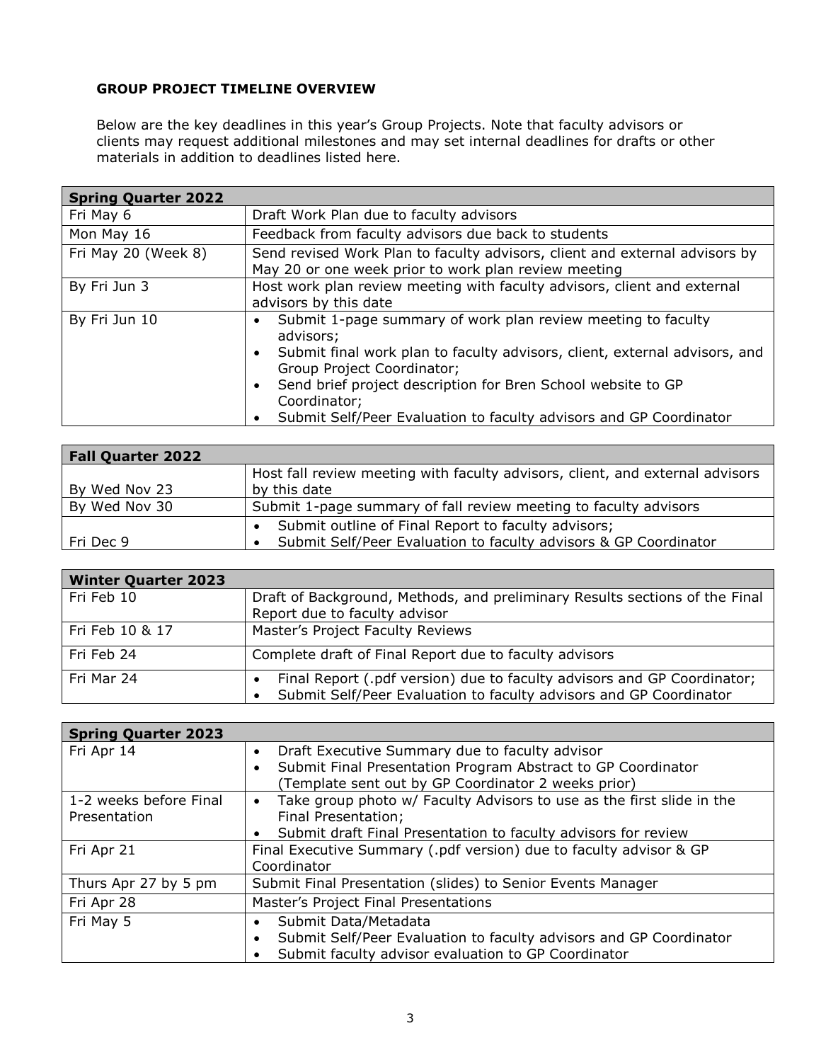## GROUP PROJECT TIMELINE OVERVIEW

Below are the key deadlines in this year's Group Projects. Note that faculty advisors or clients may request additional milestones and may set internal deadlines for drafts or other materials in addition to deadlines listed here.

| Spring Quarter 2022 | |
|---|---|
| Fri May 6 | Draft Work Plan due to faculty advisors |
| Mon May 16 | Feedback from faculty advisors due back to students |
| Fri May 20 (Week 8) | Send revised Work Plan to faculty advisors, client and external advisors by May 20 or one week prior to work plan review meeting |
| By Fri Jun 3 | Host work plan review meeting with faculty advisors, client and external advisors by this date |
| By Fri Jun 10 | • Submit 1-page summary of work plan review meeting to faculty advisors;<br>• Submit final work plan to faculty advisors, client, external advisors, and Group Project Coordinator;<br>• Send brief project description for Bren School website to GP Coordinator;<br>• Submit Self/Peer Evaluation to faculty advisors and GP Coordinator |

| Fall Quarter 2022 | |
|---|---|
| By Wed Nov 23 | Host fall review meeting with faculty advisors, client, and external advisors by this date |
| By Wed Nov 30 | Submit 1-page summary of fall review meeting to faculty advisors |
| Fri Dec 9 | • Submit outline of Final Report to faculty advisors;<br>• Submit Self/Peer Evaluation to faculty advisors & GP Coordinator |

| Winter Quarter 2023 | |
|---|---|
| Fri Feb 10 | Draft of Background, Methods, and preliminary Results sections of the Final Report due to faculty advisor |
| Fri Feb 10 & 17 | Master's Project Faculty Reviews |
| Fri Feb 24 | Complete draft of Final Report due to faculty advisors |
| Fri Mar 24 | • Final Report (.pdf version) due to faculty advisors and GP Coordinator;<br>• Submit Self/Peer Evaluation to faculty advisors and GP Coordinator |

| Spring Quarter 2023 | |
|---|---|
| Fri Apr 14 | • Draft Executive Summary due to faculty advisor<br>• Submit Final Presentation Program Abstract to GP Coordinator (Template sent out by GP Coordinator 2 weeks prior) |
| 1-2 weeks before Final Presentation | • Take group photo w/ Faculty Advisors to use as the first slide in the Final Presentation;<br>• Submit draft Final Presentation to faculty advisors for review |
| Fri Apr 21 | Final Executive Summary (.pdf version) due to faculty advisor & GP Coordinator |
| Thurs Apr 27 by 5 pm | Submit Final Presentation (slides) to Senior Events Manager |
| Fri Apr 28 | Master's Project Final Presentations |
| Fri May 5 | • Submit Data/Metadata<br>• Submit Self/Peer Evaluation to faculty advisors and GP Coordinator<br>• Submit faculty advisor evaluation to GP Coordinator |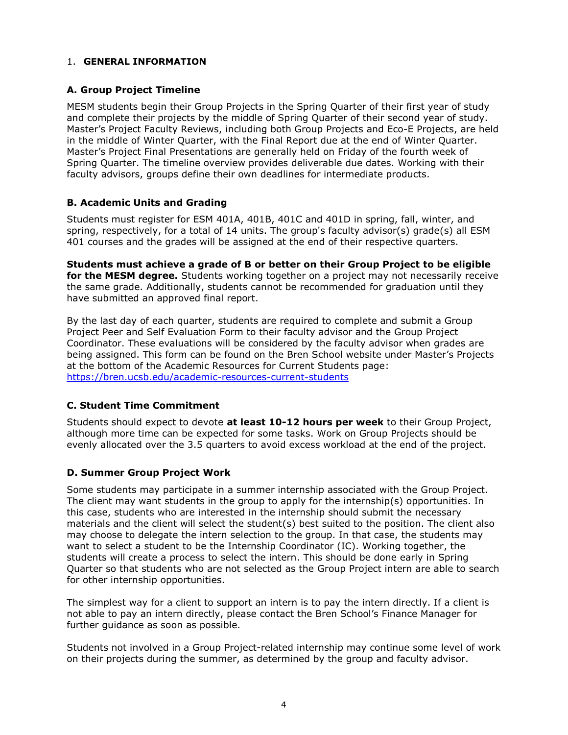## 1. GENERAL INFORMATION

### A. Group Project Timeline

MESM students begin their Group Projects in the Spring Quarter of their first year of study and complete their projects by the middle of Spring Quarter of their second year of study. Master's Project Faculty Reviews, including both Group Projects and Eco-E Projects, are held in the middle of Winter Quarter, with the Final Report due at the end of Winter Quarter. Master's Project Final Presentations are generally held on Friday of the fourth week of Spring Quarter. The timeline overview provides deliverable due dates. Working with their faculty advisors, groups define their own deadlines for intermediate products.

### B. Academic Units and Grading

Students must register for ESM 401A, 401B, 401C and 401D in spring, fall, winter, and spring, respectively, for a total of 14 units. The group's faculty advisor(s) grade(s) all ESM 401 courses and the grades will be assigned at the end of their respective quarters.

**Students must achieve a grade of B or better on their Group Project to be eligible for the MESM degree.** Students working together on a project may not necessarily receive the same grade. Additionally, students cannot be recommended for graduation until they have submitted an approved final report.

By the last day of each quarter, students are required to complete and submit a Group Project Peer and Self Evaluation Form to their faculty advisor and the Group Project Coordinator. These evaluations will be considered by the faculty advisor when grades are being assigned. This form can be found on the Bren School website under Master's Projects at the bottom of the Academic Resources for Current Students page: https://bren.ucsb.edu/academic-resources-current-students

### C. Student Time Commitment

Students should expect to devote **at least 10-12 hours per week** to their Group Project, although more time can be expected for some tasks. Work on Group Projects should be evenly allocated over the 3.5 quarters to avoid excess workload at the end of the project.

### D. Summer Group Project Work

Some students may participate in a summer internship associated with the Group Project. The client may want students in the group to apply for the internship(s) opportunities. In this case, students who are interested in the internship should submit the necessary materials and the client will select the student(s) best suited to the position. The client also may choose to delegate the intern selection to the group. In that case, the students may want to select a student to be the Internship Coordinator (IC). Working together, the students will create a process to select the intern. This should be done early in Spring Quarter so that students who are not selected as the Group Project intern are able to search for other internship opportunities.

The simplest way for a client to support an intern is to pay the intern directly. If a client is not able to pay an intern directly, please contact the Bren School's Finance Manager for further guidance as soon as possible.

Students not involved in a Group Project-related internship may continue some level of work on their projects during the summer, as determined by the group and faculty advisor.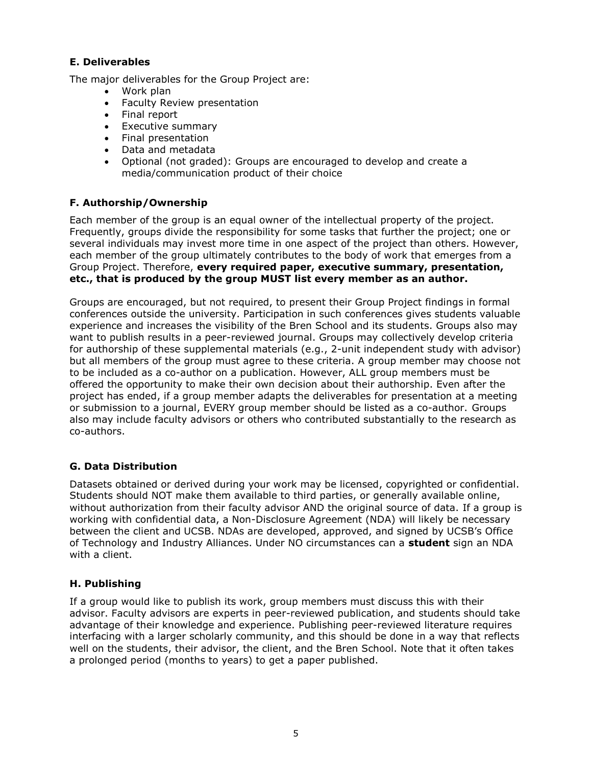### E. Deliverables

The major deliverables for the Group Project are:

- Work plan
- Faculty Review presentation
- Final report
- Executive summary
- Final presentation
- Data and metadata
- Optional (not graded): Groups are encouraged to develop and create a media/communication product of their choice

### F. Authorship/Ownership

Each member of the group is an equal owner of the intellectual property of the project. Frequently, groups divide the responsibility for some tasks that further the project; one or several individuals may invest more time in one aspect of the project than others. However, each member of the group ultimately contributes to the body of work that emerges from a Group Project. Therefore, **every required paper, executive summary, presentation, etc., that is produced by the group MUST list every member as an author.**

Groups are encouraged, but not required, to present their Group Project findings in formal conferences outside the university. Participation in such conferences gives students valuable experience and increases the visibility of the Bren School and its students. Groups also may want to publish results in a peer-reviewed journal. Groups may collectively develop criteria for authorship of these supplemental materials (e.g., 2-unit independent study with advisor) but all members of the group must agree to these criteria. A group member may choose not to be included as a co-author on a publication. However, ALL group members must be offered the opportunity to make their own decision about their authorship. Even after the project has ended, if a group member adapts the deliverables for presentation at a meeting or submission to a journal, EVERY group member should be listed as a co-author. Groups also may include faculty advisors or others who contributed substantially to the research as co-authors.

### G. Data Distribution

Datasets obtained or derived during your work may be licensed, copyrighted or confidential. Students should NOT make them available to third parties, or generally available online, without authorization from their faculty advisor AND the original source of data. If a group is working with confidential data, a Non-Disclosure Agreement (NDA) will likely be necessary between the client and UCSB. NDAs are developed, approved, and signed by UCSB's Office of Technology and Industry Alliances. Under NO circumstances can a **student** sign an NDA with a client.

### H. Publishing

If a group would like to publish its work, group members must discuss this with their advisor. Faculty advisors are experts in peer-reviewed publication, and students should take advantage of their knowledge and experience. Publishing peer-reviewed literature requires interfacing with a larger scholarly community, and this should be done in a way that reflects well on the students, their advisor, the client, and the Bren School. Note that it often takes a prolonged period (months to years) to get a paper published.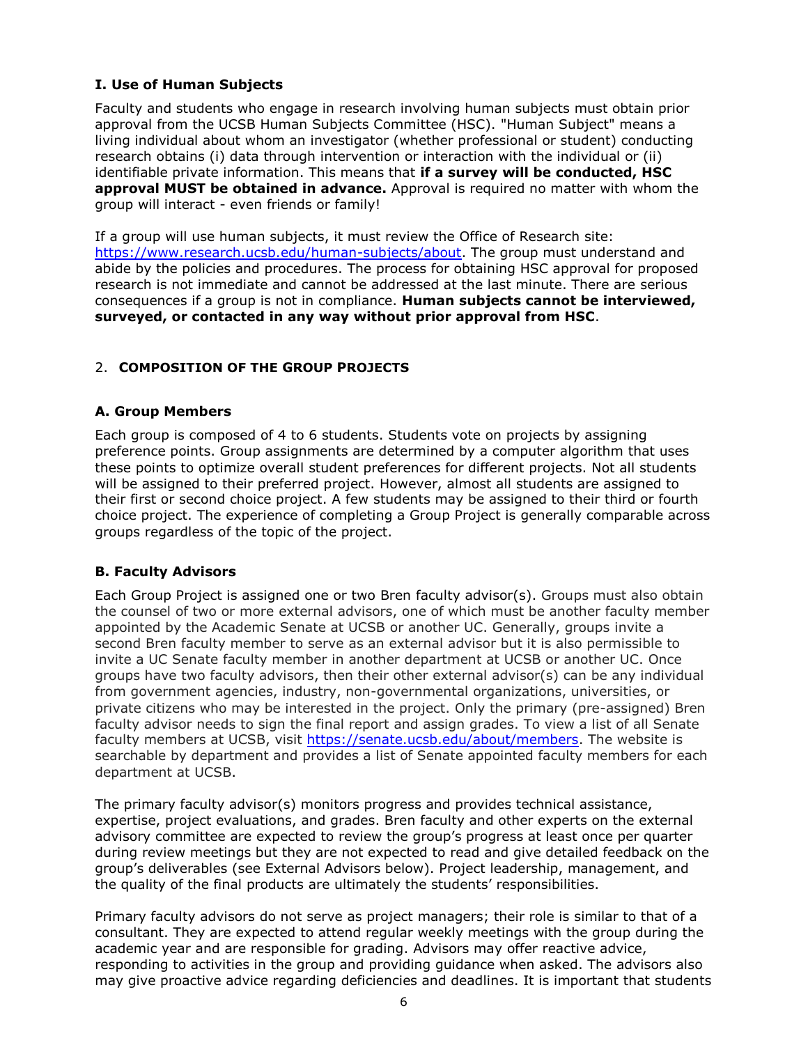### I. Use of Human Subjects

Faculty and students who engage in research involving human subjects must obtain prior approval from the UCSB Human Subjects Committee (HSC). "Human Subject" means a living individual about whom an investigator (whether professional or student) conducting research obtains (i) data through intervention or interaction with the individual or (ii) identifiable private information. This means that **if a survey will be conducted, HSC approval MUST be obtained in advance.** Approval is required no matter with whom the group will interact - even friends or family!

If a group will use human subjects, it must review the Office of Research site: https://www.research.ucsb.edu/human-subjects/about. The group must understand and abide by the policies and procedures. The process for obtaining HSC approval for proposed research is not immediate and cannot be addressed at the last minute. There are serious consequences if a group is not in compliance. **Human subjects cannot be interviewed, surveyed, or contacted in any way without prior approval from HSC**.

## 2. COMPOSITION OF THE GROUP PROJECTS

### A. Group Members

Each group is composed of 4 to 6 students. Students vote on projects by assigning preference points. Group assignments are determined by a computer algorithm that uses these points to optimize overall student preferences for different projects. Not all students will be assigned to their preferred project. However, almost all students are assigned to their first or second choice project. A few students may be assigned to their third or fourth choice project. The experience of completing a Group Project is generally comparable across groups regardless of the topic of the project.

### B. Faculty Advisors

Each Group Project is assigned one or two Bren faculty advisor(s). Groups must also obtain the counsel of two or more external advisors, one of which must be another faculty member appointed by the Academic Senate at UCSB or another UC. Generally, groups invite a second Bren faculty member to serve as an external advisor but it is also permissible to invite a UC Senate faculty member in another department at UCSB or another UC. Once groups have two faculty advisors, then their other external advisor(s) can be any individual from government agencies, industry, non-governmental organizations, universities, or private citizens who may be interested in the project. Only the primary (pre-assigned) Bren faculty advisor needs to sign the final report and assign grades. To view a list of all Senate faculty members at UCSB, visit https://senate.ucsb.edu/about/members. The website is searchable by department and provides a list of Senate appointed faculty members for each department at UCSB.

The primary faculty advisor(s) monitors progress and provides technical assistance, expertise, project evaluations, and grades. Bren faculty and other experts on the external advisory committee are expected to review the group's progress at least once per quarter during review meetings but they are not expected to read and give detailed feedback on the group's deliverables (see External Advisors below). Project leadership, management, and the quality of the final products are ultimately the students' responsibilities.

Primary faculty advisors do not serve as project managers; their role is similar to that of a consultant. They are expected to attend regular weekly meetings with the group during the academic year and are responsible for grading. Advisors may offer reactive advice, responding to activities in the group and providing guidance when asked. The advisors also may give proactive advice regarding deficiencies and deadlines. It is important that students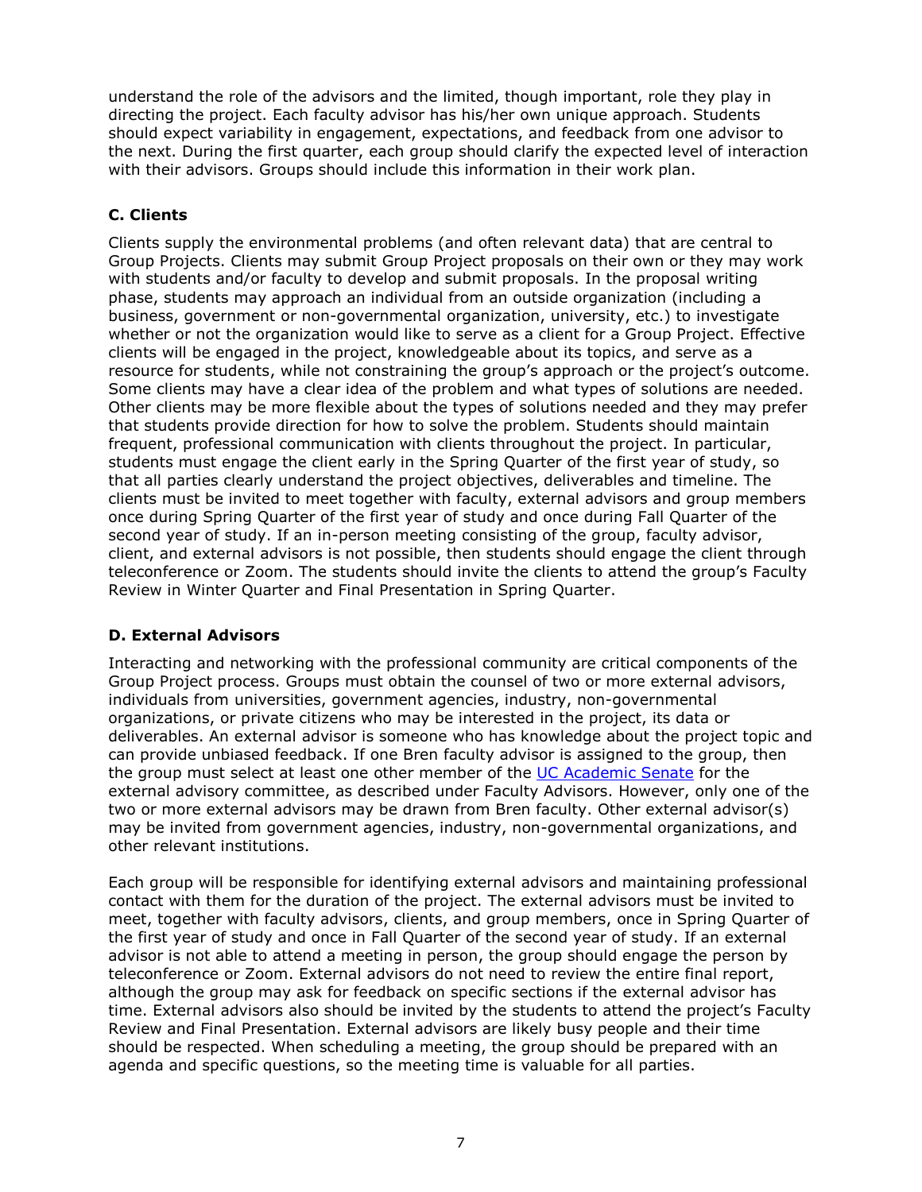understand the role of the advisors and the limited, though important, role they play in directing the project. Each faculty advisor has his/her own unique approach. Students should expect variability in engagement, expectations, and feedback from one advisor to the next. During the first quarter, each group should clarify the expected level of interaction with their advisors. Groups should include this information in their work plan.

### C. Clients

Clients supply the environmental problems (and often relevant data) that are central to Group Projects. Clients may submit Group Project proposals on their own or they may work with students and/or faculty to develop and submit proposals. In the proposal writing phase, students may approach an individual from an outside organization (including a business, government or non-governmental organization, university, etc.) to investigate whether or not the organization would like to serve as a client for a Group Project. Effective clients will be engaged in the project, knowledgeable about its topics, and serve as a resource for students, while not constraining the group's approach or the project's outcome. Some clients may have a clear idea of the problem and what types of solutions are needed. Other clients may be more flexible about the types of solutions needed and they may prefer that students provide direction for how to solve the problem. Students should maintain frequent, professional communication with clients throughout the project. In particular, students must engage the client early in the Spring Quarter of the first year of study, so that all parties clearly understand the project objectives, deliverables and timeline. The clients must be invited to meet together with faculty, external advisors and group members once during Spring Quarter of the first year of study and once during Fall Quarter of the second year of study. If an in-person meeting consisting of the group, faculty advisor, client, and external advisors is not possible, then students should engage the client through teleconference or Zoom. The students should invite the clients to attend the group's Faculty Review in Winter Quarter and Final Presentation in Spring Quarter.

### D. External Advisors

Interacting and networking with the professional community are critical components of the Group Project process. Groups must obtain the counsel of two or more external advisors, individuals from universities, government agencies, industry, non-governmental organizations, or private citizens who may be interested in the project, its data or deliverables. An external advisor is someone who has knowledge about the project topic and can provide unbiased feedback. If one Bren faculty advisor is assigned to the group, then the group must select at least one other member of the UC Academic Senate for the external advisory committee, as described under Faculty Advisors. However, only one of the two or more external advisors may be drawn from Bren faculty. Other external advisor(s) may be invited from government agencies, industry, non-governmental organizations, and other relevant institutions.

Each group will be responsible for identifying external advisors and maintaining professional contact with them for the duration of the project. The external advisors must be invited to meet, together with faculty advisors, clients, and group members, once in Spring Quarter of the first year of study and once in Fall Quarter of the second year of study. If an external advisor is not able to attend a meeting in person, the group should engage the person by teleconference or Zoom. External advisors do not need to review the entire final report, although the group may ask for feedback on specific sections if the external advisor has time. External advisors also should be invited by the students to attend the project's Faculty Review and Final Presentation. External advisors are likely busy people and their time should be respected. When scheduling a meeting, the group should be prepared with an agenda and specific questions, so the meeting time is valuable for all parties.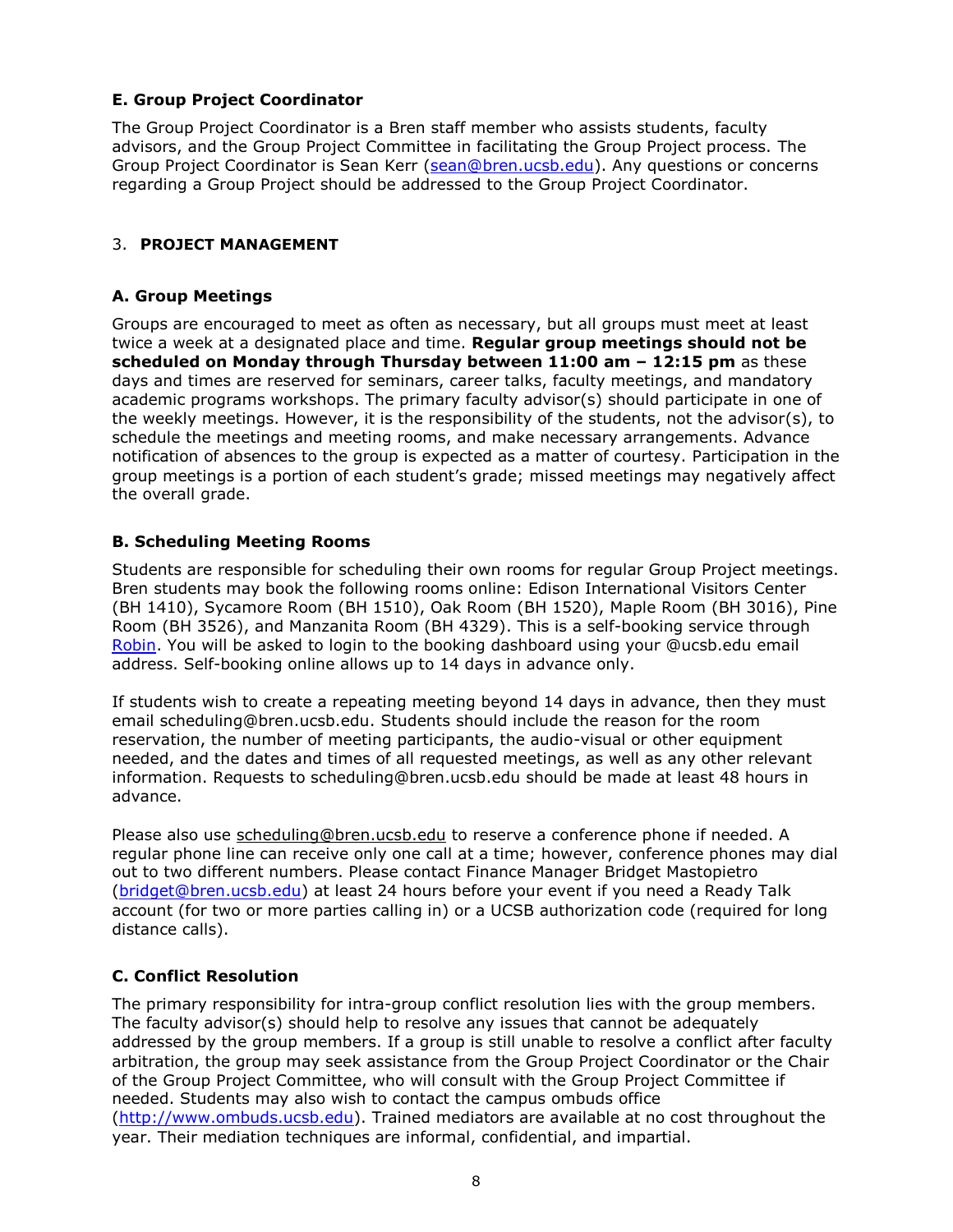### E. Group Project Coordinator

The Group Project Coordinator is a Bren staff member who assists students, faculty advisors, and the Group Project Committee in facilitating the Group Project process. The Group Project Coordinator is Sean Kerr (sean@bren.ucsb.edu). Any questions or concerns regarding a Group Project should be addressed to the Group Project Coordinator.

## 3. PROJECT MANAGEMENT

### A. Group Meetings

Groups are encouraged to meet as often as necessary, but all groups must meet at least twice a week at a designated place and time. **Regular group meetings should not be scheduled on Monday through Thursday between 11:00 am – 12:15 pm** as these days and times are reserved for seminars, career talks, faculty meetings, and mandatory academic programs workshops. The primary faculty advisor(s) should participate in one of the weekly meetings. However, it is the responsibility of the students, not the advisor(s), to schedule the meetings and meeting rooms, and make necessary arrangements. Advance notification of absences to the group is expected as a matter of courtesy. Participation in the group meetings is a portion of each student's grade; missed meetings may negatively affect the overall grade.

### B. Scheduling Meeting Rooms

Students are responsible for scheduling their own rooms for regular Group Project meetings. Bren students may book the following rooms online: Edison International Visitors Center (BH 1410), Sycamore Room (BH 1510), Oak Room (BH 1520), Maple Room (BH 3016), Pine Room (BH 3526), and Manzanita Room (BH 4329). This is a self-booking service through Robin. You will be asked to login to the booking dashboard using your @ucsb.edu email address. Self-booking online allows up to 14 days in advance only.

If students wish to create a repeating meeting beyond 14 days in advance, then they must email scheduling@bren.ucsb.edu. Students should include the reason for the room reservation, the number of meeting participants, the audio-visual or other equipment needed, and the dates and times of all requested meetings, as well as any other relevant information. Requests to scheduling@bren.ucsb.edu should be made at least 48 hours in advance.

Please also use scheduling@bren.ucsb.edu to reserve a conference phone if needed. A regular phone line can receive only one call at a time; however, conference phones may dial out to two different numbers. Please contact Finance Manager Bridget Mastopietro (bridget@bren.ucsb.edu) at least 24 hours before your event if you need a Ready Talk account (for two or more parties calling in) or a UCSB authorization code (required for long distance calls).

### C. Conflict Resolution

The primary responsibility for intra-group conflict resolution lies with the group members. The faculty advisor(s) should help to resolve any issues that cannot be adequately addressed by the group members. If a group is still unable to resolve a conflict after faculty arbitration, the group may seek assistance from the Group Project Coordinator or the Chair of the Group Project Committee, who will consult with the Group Project Committee if needed. Students may also wish to contact the campus ombuds office (http://www.ombuds.ucsb.edu). Trained mediators are available at no cost throughout the year. Their mediation techniques are informal, confidential, and impartial.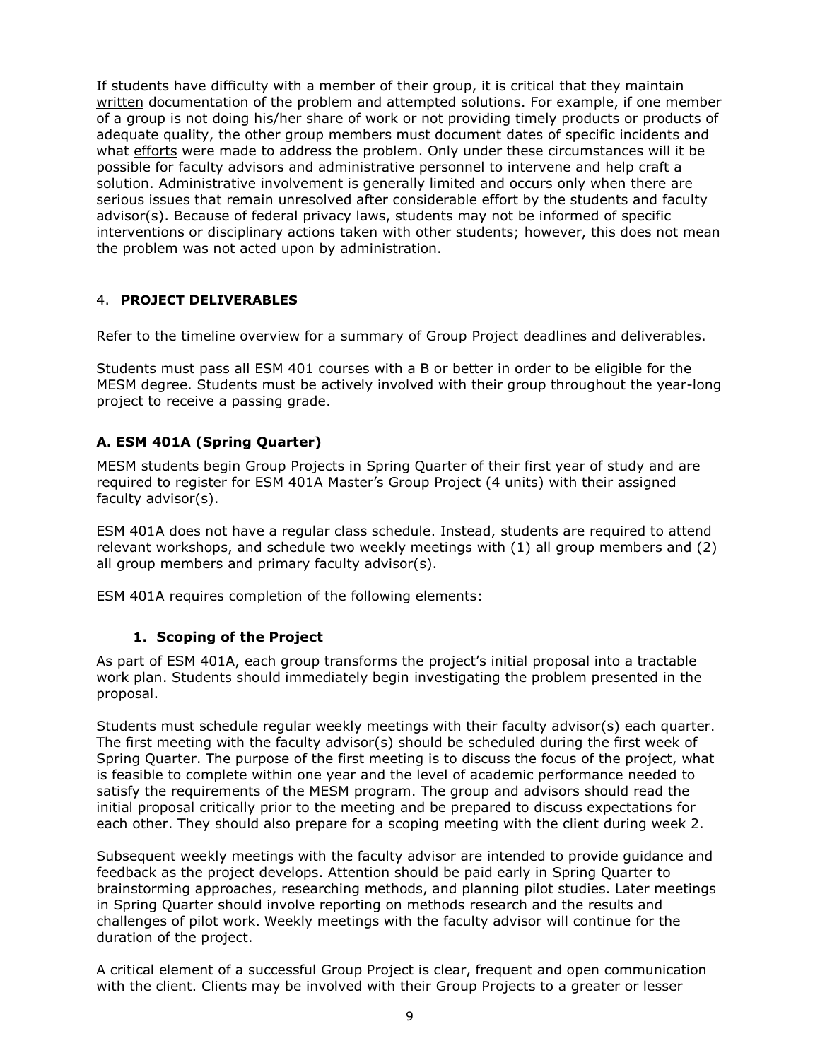If students have difficulty with a member of their group, it is critical that they maintain written documentation of the problem and attempted solutions. For example, if one member of a group is not doing his/her share of work or not providing timely products or products of adequate quality, the other group members must document dates of specific incidents and what efforts were made to address the problem. Only under these circumstances will it be possible for faculty advisors and administrative personnel to intervene and help craft a solution. Administrative involvement is generally limited and occurs only when there are serious issues that remain unresolved after considerable effort by the students and faculty advisor(s). Because of federal privacy laws, students may not be informed of specific interventions or disciplinary actions taken with other students; however, this does not mean the problem was not acted upon by administration.

## 4. **PROJECT DELIVERABLES**

Refer to the timeline overview for a summary of Group Project deadlines and deliverables.

Students must pass all ESM 401 courses with a B or better in order to be eligible for the MESM degree. Students must be actively involved with their group throughout the year-long project to receive a passing grade.

### A. ESM 401A (Spring Quarter)

MESM students begin Group Projects in Spring Quarter of their first year of study and are required to register for ESM 401A Master's Group Project (4 units) with their assigned faculty advisor(s).

ESM 401A does not have a regular class schedule. Instead, students are required to attend relevant workshops, and schedule two weekly meetings with (1) all group members and (2) all group members and primary faculty advisor(s).

ESM 401A requires completion of the following elements:

#### 1. Scoping of the Project

As part of ESM 401A, each group transforms the project's initial proposal into a tractable work plan. Students should immediately begin investigating the problem presented in the proposal.

Students must schedule regular weekly meetings with their faculty advisor(s) each quarter. The first meeting with the faculty advisor(s) should be scheduled during the first week of Spring Quarter. The purpose of the first meeting is to discuss the focus of the project, what is feasible to complete within one year and the level of academic performance needed to satisfy the requirements of the MESM program. The group and advisors should read the initial proposal critically prior to the meeting and be prepared to discuss expectations for each other. They should also prepare for a scoping meeting with the client during week 2.

Subsequent weekly meetings with the faculty advisor are intended to provide guidance and feedback as the project develops. Attention should be paid early in Spring Quarter to brainstorming approaches, researching methods, and planning pilot studies. Later meetings in Spring Quarter should involve reporting on methods research and the results and challenges of pilot work. Weekly meetings with the faculty advisor will continue for the duration of the project.

A critical element of a successful Group Project is clear, frequent and open communication with the client. Clients may be involved with their Group Projects to a greater or lesser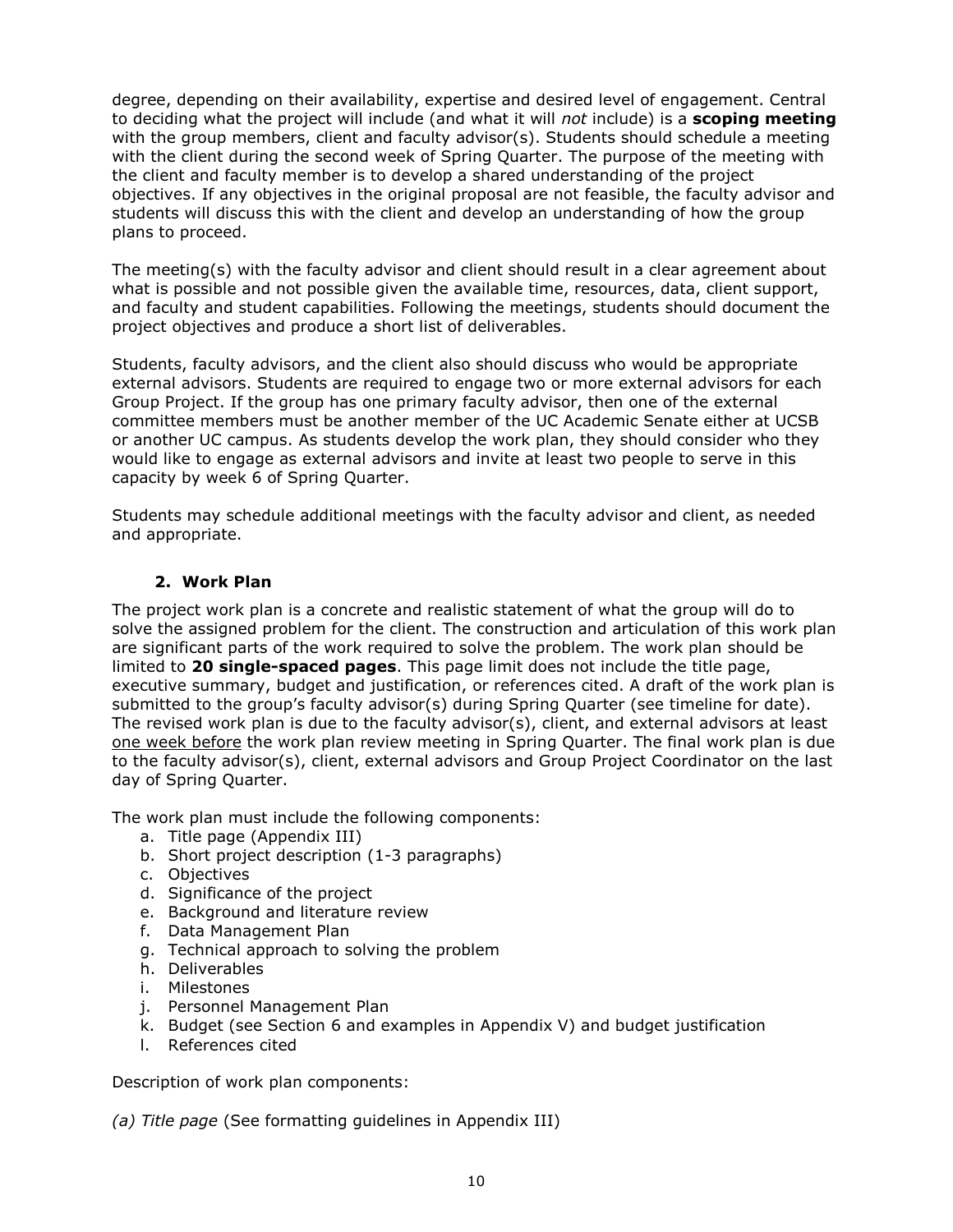degree, depending on their availability, expertise and desired level of engagement. Central to deciding what the project will include (and what it will *not* include) is a **scoping meeting** with the group members, client and faculty advisor(s). Students should schedule a meeting with the client during the second week of Spring Quarter. The purpose of the meeting with the client and faculty member is to develop a shared understanding of the project objectives. If any objectives in the original proposal are not feasible, the faculty advisor and students will discuss this with the client and develop an understanding of how the group plans to proceed.

The meeting(s) with the faculty advisor and client should result in a clear agreement about what is possible and not possible given the available time, resources, data, client support, and faculty and student capabilities. Following the meetings, students should document the project objectives and produce a short list of deliverables.

Students, faculty advisors, and the client also should discuss who would be appropriate external advisors. Students are required to engage two or more external advisors for each Group Project. If the group has one primary faculty advisor, then one of the external committee members must be another member of the UC Academic Senate either at UCSB or another UC campus. As students develop the work plan, they should consider who they would like to engage as external advisors and invite at least two people to serve in this capacity by week 6 of Spring Quarter.

Students may schedule additional meetings with the faculty advisor and client, as needed and appropriate.

### 2. Work Plan

The project work plan is a concrete and realistic statement of what the group will do to solve the assigned problem for the client. The construction and articulation of this work plan are significant parts of the work required to solve the problem. The work plan should be limited to **20 single-spaced pages**. This page limit does not include the title page, executive summary, budget and justification, or references cited. A draft of the work plan is submitted to the group's faculty advisor(s) during Spring Quarter (see timeline for date). The revised work plan is due to the faculty advisor(s), client, and external advisors at least <u>one week before</u> the work plan review meeting in Spring Quarter. The final work plan is due to the faculty advisor(s), client, external advisors and Group Project Coordinator on the last day of Spring Quarter.

The work plan must include the following components:

a. Title page (Appendix III)
b. Short project description (1-3 paragraphs)
c. Objectives
d. Significance of the project
e. Background and literature review
f. Data Management Plan
g. Technical approach to solving the problem
h. Deliverables
i. Milestones
j. Personnel Management Plan
k. Budget (see Section 6 and examples in Appendix V) and budget justification
l. References cited

Description of work plan components:

*(a) Title page* (See formatting guidelines in Appendix III)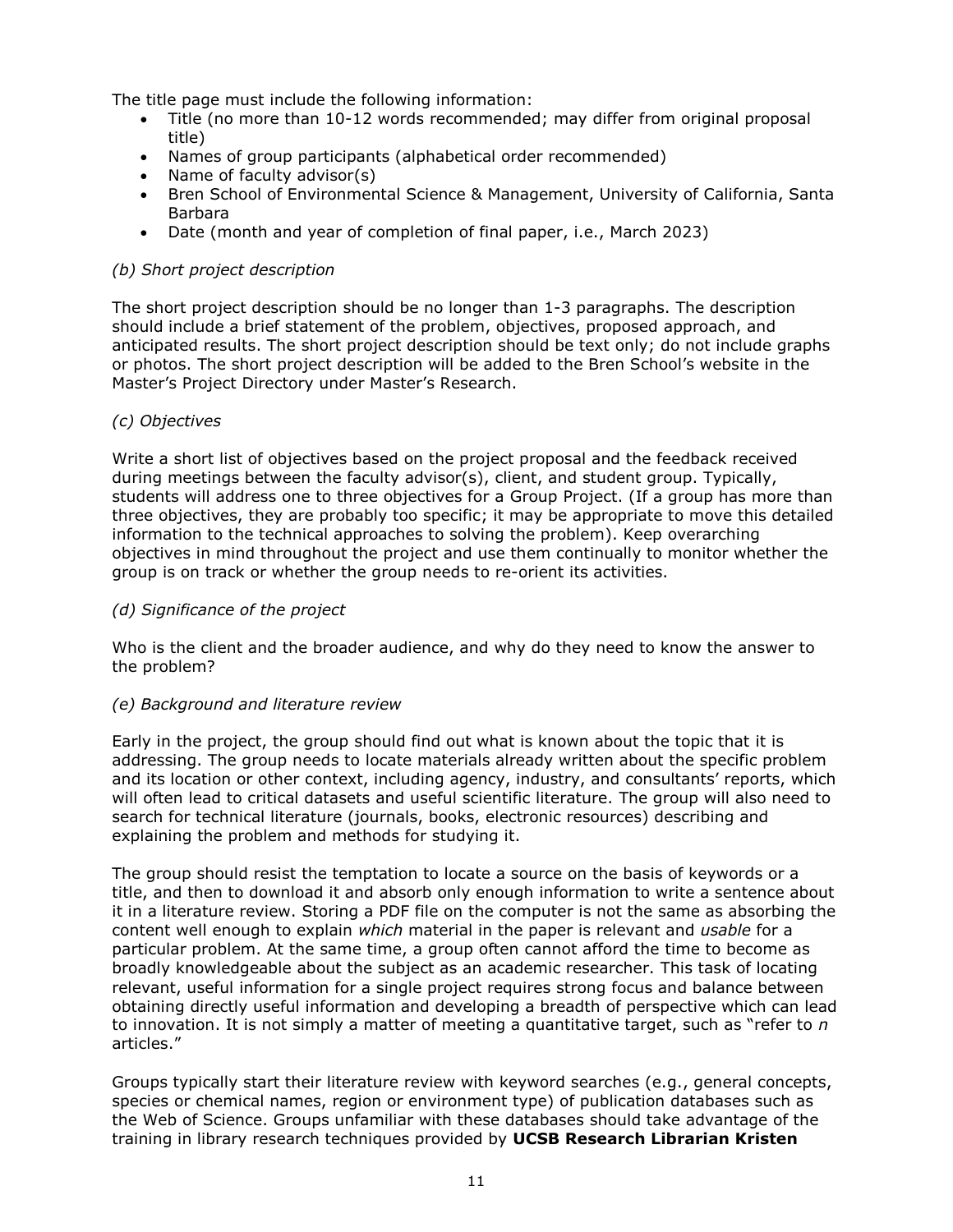The title page must include the following information:

- Title (no more than 10-12 words recommended; may differ from original proposal title)
- Names of group participants (alphabetical order recommended)
- Name of faculty advisor(s)
- Bren School of Environmental Science & Management, University of California, Santa Barbara
- Date (month and year of completion of final paper, i.e., March 2023)

*(b) Short project description*

The short project description should be no longer than 1-3 paragraphs. The description should include a brief statement of the problem, objectives, proposed approach, and anticipated results. The short project description should be text only; do not include graphs or photos. The short project description will be added to the Bren School's website in the Master's Project Directory under Master's Research.

*(c) Objectives*

Write a short list of objectives based on the project proposal and the feedback received during meetings between the faculty advisor(s), client, and student group. Typically, students will address one to three objectives for a Group Project. (If a group has more than three objectives, they are probably too specific; it may be appropriate to move this detailed information to the technical approaches to solving the problem). Keep overarching objectives in mind throughout the project and use them continually to monitor whether the group is on track or whether the group needs to re-orient its activities.

*(d) Significance of the project*

Who is the client and the broader audience, and why do they need to know the answer to the problem?

*(e) Background and literature review*

Early in the project, the group should find out what is known about the topic that it is addressing. The group needs to locate materials already written about the specific problem and its location or other context, including agency, industry, and consultants' reports, which will often lead to critical datasets and useful scientific literature. The group will also need to search for technical literature (journals, books, electronic resources) describing and explaining the problem and methods for studying it.

The group should resist the temptation to locate a source on the basis of keywords or a title, and then to download it and absorb only enough information to write a sentence about it in a literature review. Storing a PDF file on the computer is not the same as absorbing the content well enough to explain *which* material in the paper is relevant and *usable* for a particular problem. At the same time, a group often cannot afford the time to become as broadly knowledgeable about the subject as an academic researcher. This task of locating relevant, useful information for a single project requires strong focus and balance between obtaining directly useful information and developing a breadth of perspective which can lead to innovation. It is not simply a matter of meeting a quantitative target, such as "refer to *n* articles."

Groups typically start their literature review with keyword searches (e.g., general concepts, species or chemical names, region or environment type) of publication databases such as the Web of Science. Groups unfamiliar with these databases should take advantage of the training in library research techniques provided by **UCSB Research Librarian Kristen**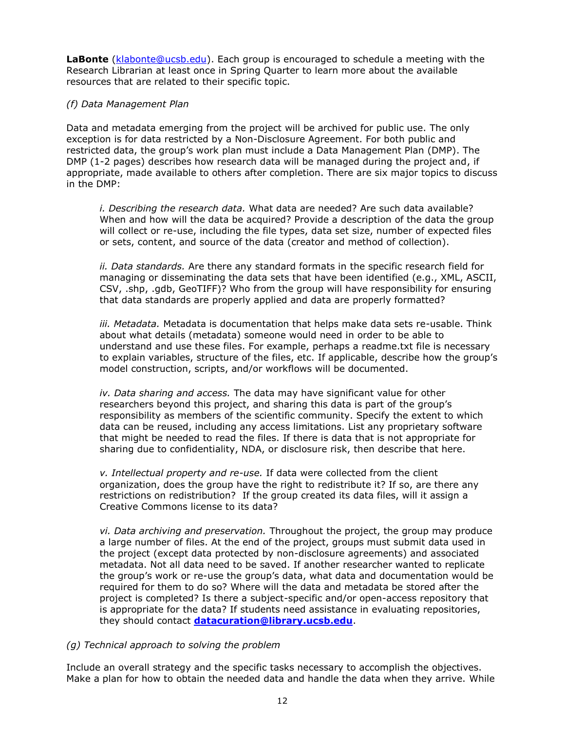**LaBonte** (klabonte@ucsb.edu). Each group is encouraged to schedule a meeting with the Research Librarian at least once in Spring Quarter to learn more about the available resources that are related to their specific topic.

*(f) Data Management Plan*

Data and metadata emerging from the project will be archived for public use. The only exception is for data restricted by a Non-Disclosure Agreement. For both public and restricted data, the group's work plan must include a Data Management Plan (DMP). The DMP (1-2 pages) describes how research data will be managed during the project and, if appropriate, made available to others after completion. There are six major topics to discuss in the DMP:

> *i. Describing the research data.* What data are needed? Are such data available? When and how will the data be acquired? Provide a description of the data the group will collect or re-use, including the file types, data set size, number of expected files or sets, content, and source of the data (creator and method of collection).
>
> *ii. Data standards.* Are there any standard formats in the specific research field for managing or disseminating the data sets that have been identified (e.g., XML, ASCII, CSV, .shp, .gdb, GeoTIFF)? Who from the group will have responsibility for ensuring that data standards are properly applied and data are properly formatted?
>
> *iii. Metadata.* Metadata is documentation that helps make data sets re-usable. Think about what details (metadata) someone would need in order to be able to understand and use these files. For example, perhaps a readme.txt file is necessary to explain variables, structure of the files, etc. If applicable, describe how the group's model construction, scripts, and/or workflows will be documented.
>
> *iv. Data sharing and access.* The data may have significant value for other researchers beyond this project, and sharing this data is part of the group's responsibility as members of the scientific community. Specify the extent to which data can be reused, including any access limitations. List any proprietary software that might be needed to read the files. If there is data that is not appropriate for sharing due to confidentiality, NDA, or disclosure risk, then describe that here.
>
> *v. Intellectual property and re-use.* If data were collected from the client organization, does the group have the right to redistribute it? If so, are there any restrictions on redistribution? If the group created its data files, will it assign a Creative Commons license to its data?
>
> *vi. Data archiving and preservation.* Throughout the project, the group may produce a large number of files. At the end of the project, groups must submit data used in the project (except data protected by non-disclosure agreements) and associated metadata. Not all data need to be saved. If another researcher wanted to replicate the group's work or re-use the group's data, what data and documentation would be required for them to do so? Where will the data and metadata be stored after the project is completed? Is there a subject-specific and/or open-access repository that is appropriate for the data? If students need assistance in evaluating repositories, they should contact **datacuration@library.ucsb.edu**.

*(g) Technical approach to solving the problem*

Include an overall strategy and the specific tasks necessary to accomplish the objectives. Make a plan for how to obtain the needed data and handle the data when they arrive. While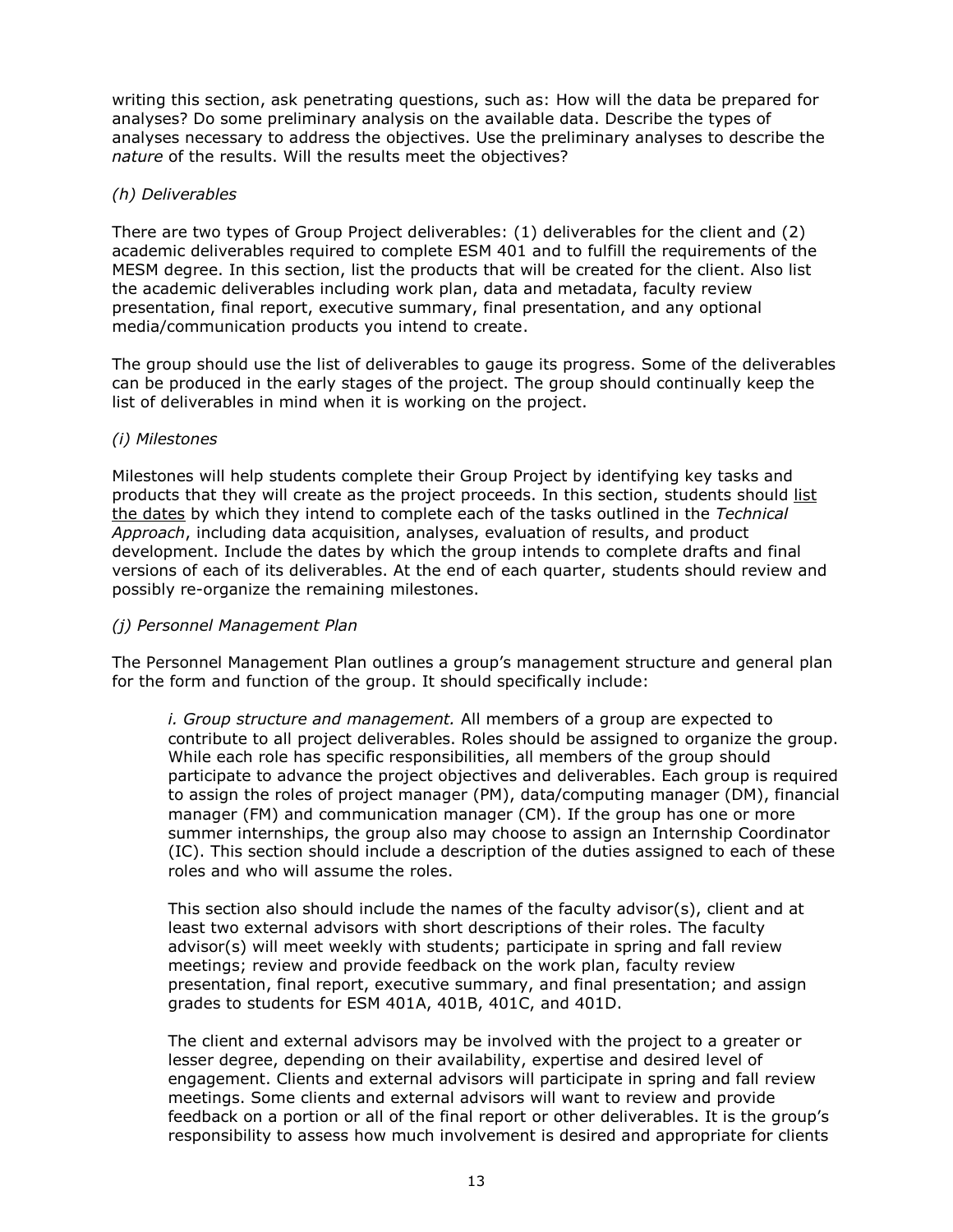writing this section, ask penetrating questions, such as: How will the data be prepared for analyses? Do some preliminary analysis on the available data. Describe the types of analyses necessary to address the objectives. Use the preliminary analyses to describe the *nature* of the results. Will the results meet the objectives?

*(h) Deliverables*

There are two types of Group Project deliverables: (1) deliverables for the client and (2) academic deliverables required to complete ESM 401 and to fulfill the requirements of the MESM degree. In this section, list the products that will be created for the client. Also list the academic deliverables including work plan, data and metadata, faculty review presentation, final report, executive summary, final presentation, and any optional media/communication products you intend to create.

The group should use the list of deliverables to gauge its progress. Some of the deliverables can be produced in the early stages of the project. The group should continually keep the list of deliverables in mind when it is working on the project.

*(i) Milestones*

Milestones will help students complete their Group Project by identifying key tasks and products that they will create as the project proceeds. In this section, students should <u>list the dates</u> by which they intend to complete each of the tasks outlined in the *Technical Approach*, including data acquisition, analyses, evaluation of results, and product development. Include the dates by which the group intends to complete drafts and final versions of each of its deliverables. At the end of each quarter, students should review and possibly re-organize the remaining milestones.

*(j) Personnel Management Plan*

The Personnel Management Plan outlines a group's management structure and general plan for the form and function of the group. It should specifically include:

> *i. Group structure and management.* All members of a group are expected to contribute to all project deliverables. Roles should be assigned to organize the group. While each role has specific responsibilities, all members of the group should participate to advance the project objectives and deliverables. Each group is required to assign the roles of project manager (PM), data/computing manager (DM), financial manager (FM) and communication manager (CM). If the group has one or more summer internships, the group also may choose to assign an Internship Coordinator (IC). This section should include a description of the duties assigned to each of these roles and who will assume the roles.
>
> This section also should include the names of the faculty advisor(s), client and at least two external advisors with short descriptions of their roles. The faculty advisor(s) will meet weekly with students; participate in spring and fall review meetings; review and provide feedback on the work plan, faculty review presentation, final report, executive summary, and final presentation; and assign grades to students for ESM 401A, 401B, 401C, and 401D.
>
> The client and external advisors may be involved with the project to a greater or lesser degree, depending on their availability, expertise and desired level of engagement. Clients and external advisors will participate in spring and fall review meetings. Some clients and external advisors will want to review and provide feedback on a portion or all of the final report or other deliverables. It is the group's responsibility to assess how much involvement is desired and appropriate for clients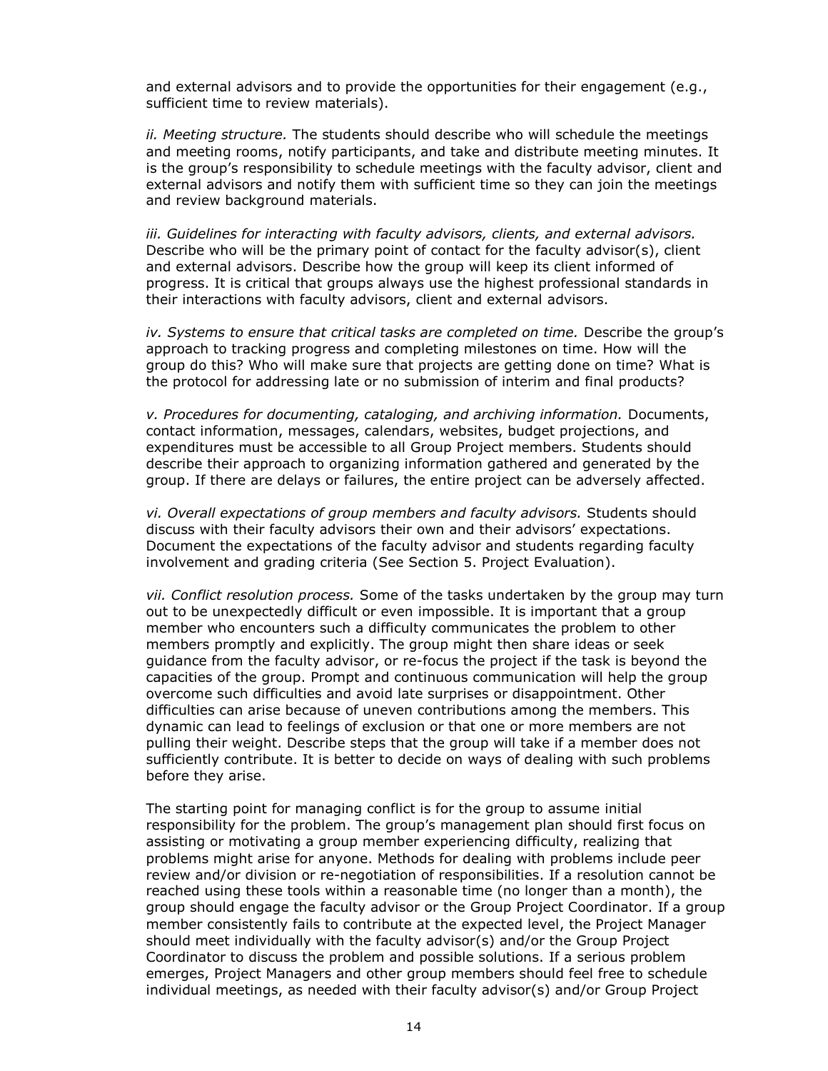and external advisors and to provide the opportunities for their engagement (e.g., sufficient time to review materials).

*ii. Meeting structure.* The students should describe who will schedule the meetings and meeting rooms, notify participants, and take and distribute meeting minutes. It is the group's responsibility to schedule meetings with the faculty advisor, client and external advisors and notify them with sufficient time so they can join the meetings and review background materials.

*iii. Guidelines for interacting with faculty advisors, clients, and external advisors.* Describe who will be the primary point of contact for the faculty advisor(s), client and external advisors. Describe how the group will keep its client informed of progress. It is critical that groups always use the highest professional standards in their interactions with faculty advisors, client and external advisors.

*iv. Systems to ensure that critical tasks are completed on time.* Describe the group's approach to tracking progress and completing milestones on time. How will the group do this? Who will make sure that projects are getting done on time? What is the protocol for addressing late or no submission of interim and final products?

*v. Procedures for documenting, cataloging, and archiving information.* Documents, contact information, messages, calendars, websites, budget projections, and expenditures must be accessible to all Group Project members. Students should describe their approach to organizing information gathered and generated by the group. If there are delays or failures, the entire project can be adversely affected.

*vi. Overall expectations of group members and faculty advisors.* Students should discuss with their faculty advisors their own and their advisors' expectations. Document the expectations of the faculty advisor and students regarding faculty involvement and grading criteria (See Section 5. Project Evaluation).

*vii. Conflict resolution process.* Some of the tasks undertaken by the group may turn out to be unexpectedly difficult or even impossible. It is important that a group member who encounters such a difficulty communicates the problem to other members promptly and explicitly. The group might then share ideas or seek guidance from the faculty advisor, or re-focus the project if the task is beyond the capacities of the group. Prompt and continuous communication will help the group overcome such difficulties and avoid late surprises or disappointment. Other difficulties can arise because of uneven contributions among the members. This dynamic can lead to feelings of exclusion or that one or more members are not pulling their weight. Describe steps that the group will take if a member does not sufficiently contribute. It is better to decide on ways of dealing with such problems before they arise.

The starting point for managing conflict is for the group to assume initial responsibility for the problem. The group's management plan should first focus on assisting or motivating a group member experiencing difficulty, realizing that problems might arise for anyone. Methods for dealing with problems include peer review and/or division or re-negotiation of responsibilities. If a resolution cannot be reached using these tools within a reasonable time (no longer than a month), the group should engage the faculty advisor or the Group Project Coordinator. If a group member consistently fails to contribute at the expected level, the Project Manager should meet individually with the faculty advisor(s) and/or the Group Project Coordinator to discuss the problem and possible solutions. If a serious problem emerges, Project Managers and other group members should feel free to schedule individual meetings, as needed with their faculty advisor(s) and/or Group Project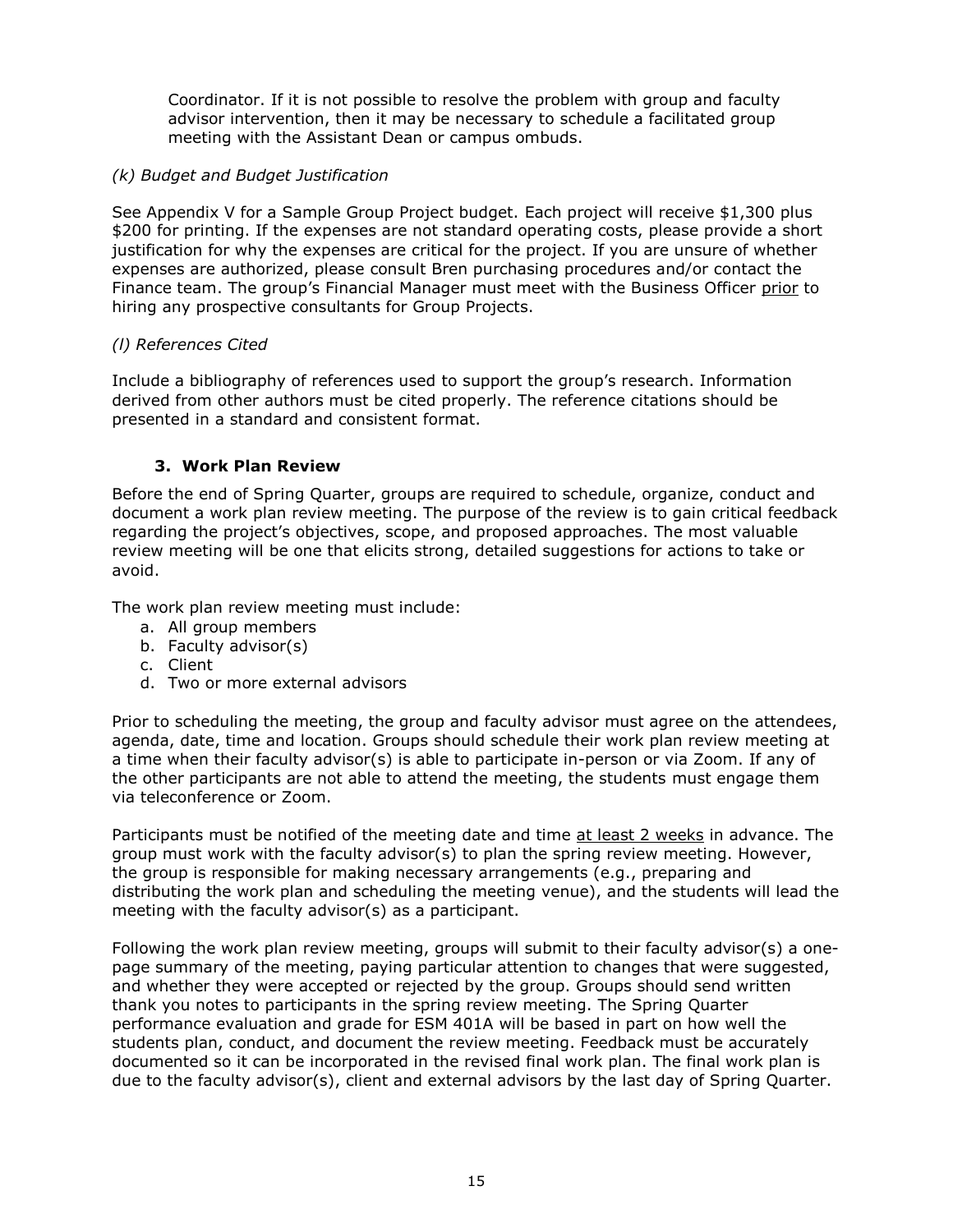Coordinator. If it is not possible to resolve the problem with group and faculty advisor intervention, then it may be necessary to schedule a facilitated group meeting with the Assistant Dean or campus ombuds.

*(k) Budget and Budget Justification*

See Appendix V for a Sample Group Project budget. Each project will receive $1,300 plus $200 for printing. If the expenses are not standard operating costs, please provide a short justification for why the expenses are critical for the project. If you are unsure of whether expenses are authorized, please consult Bren purchasing procedures and/or contact the Finance team. The group's Financial Manager must meet with the Business Officer <u>prior</u> to hiring any prospective consultants for Group Projects.

*(l) References Cited*

Include a bibliography of references used to support the group's research. Information derived from other authors must be cited properly. The reference citations should be presented in a standard and consistent format.

### 3. Work Plan Review

Before the end of Spring Quarter, groups are required to schedule, organize, conduct and document a work plan review meeting. The purpose of the review is to gain critical feedback regarding the project's objectives, scope, and proposed approaches. The most valuable review meeting will be one that elicits strong, detailed suggestions for actions to take or avoid.

The work plan review meeting must include:

a. All group members
b. Faculty advisor(s)
c. Client
d. Two or more external advisors

Prior to scheduling the meeting, the group and faculty advisor must agree on the attendees, agenda, date, time and location. Groups should schedule their work plan review meeting at a time when their faculty advisor(s) is able to participate in-person or via Zoom. If any of the other participants are not able to attend the meeting, the students must engage them via teleconference or Zoom.

Participants must be notified of the meeting date and time <u>at least 2 weeks</u> in advance. The group must work with the faculty advisor(s) to plan the spring review meeting. However, the group is responsible for making necessary arrangements (e.g., preparing and distributing the work plan and scheduling the meeting venue), and the students will lead the meeting with the faculty advisor(s) as a participant.

Following the work plan review meeting, groups will submit to their faculty advisor(s) a one-page summary of the meeting, paying particular attention to changes that were suggested, and whether they were accepted or rejected by the group. Groups should send written thank you notes to participants in the spring review meeting. The Spring Quarter performance evaluation and grade for ESM 401A will be based in part on how well the students plan, conduct, and document the review meeting. Feedback must be accurately documented so it can be incorporated in the revised final work plan. The final work plan is due to the faculty advisor(s), client and external advisors by the last day of Spring Quarter.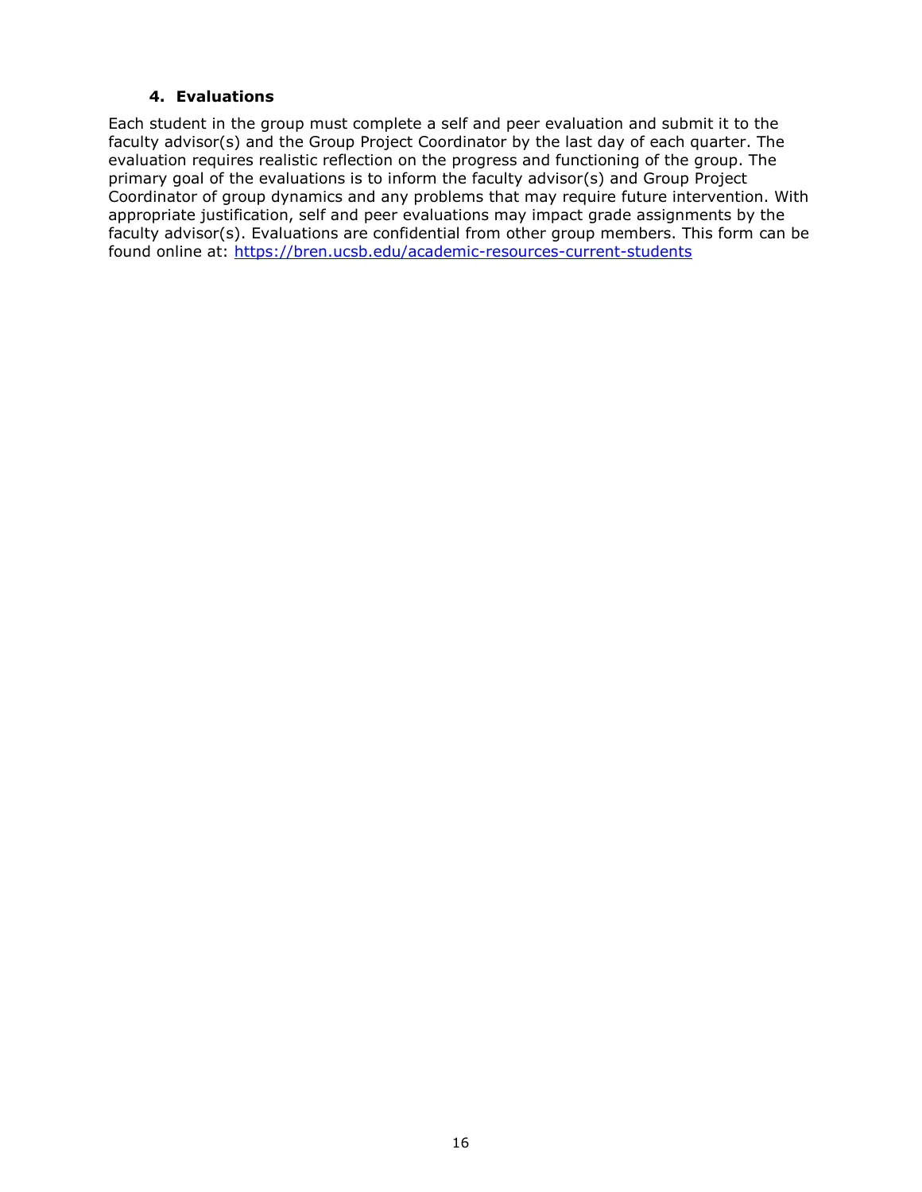#### 4. Evaluations

Each student in the group must complete a self and peer evaluation and submit it to the faculty advisor(s) and the Group Project Coordinator by the last day of each quarter. The evaluation requires realistic reflection on the progress and functioning of the group. The primary goal of the evaluations is to inform the faculty advisor(s) and Group Project Coordinator of group dynamics and any problems that may require future intervention. With appropriate justification, self and peer evaluations may impact grade assignments by the faculty advisor(s). Evaluations are confidential from other group members. This form can be found online at: [https://bren.ucsb.edu/academic-resources-current-students](https://bren.ucsb.edu/academic-resources-current-students)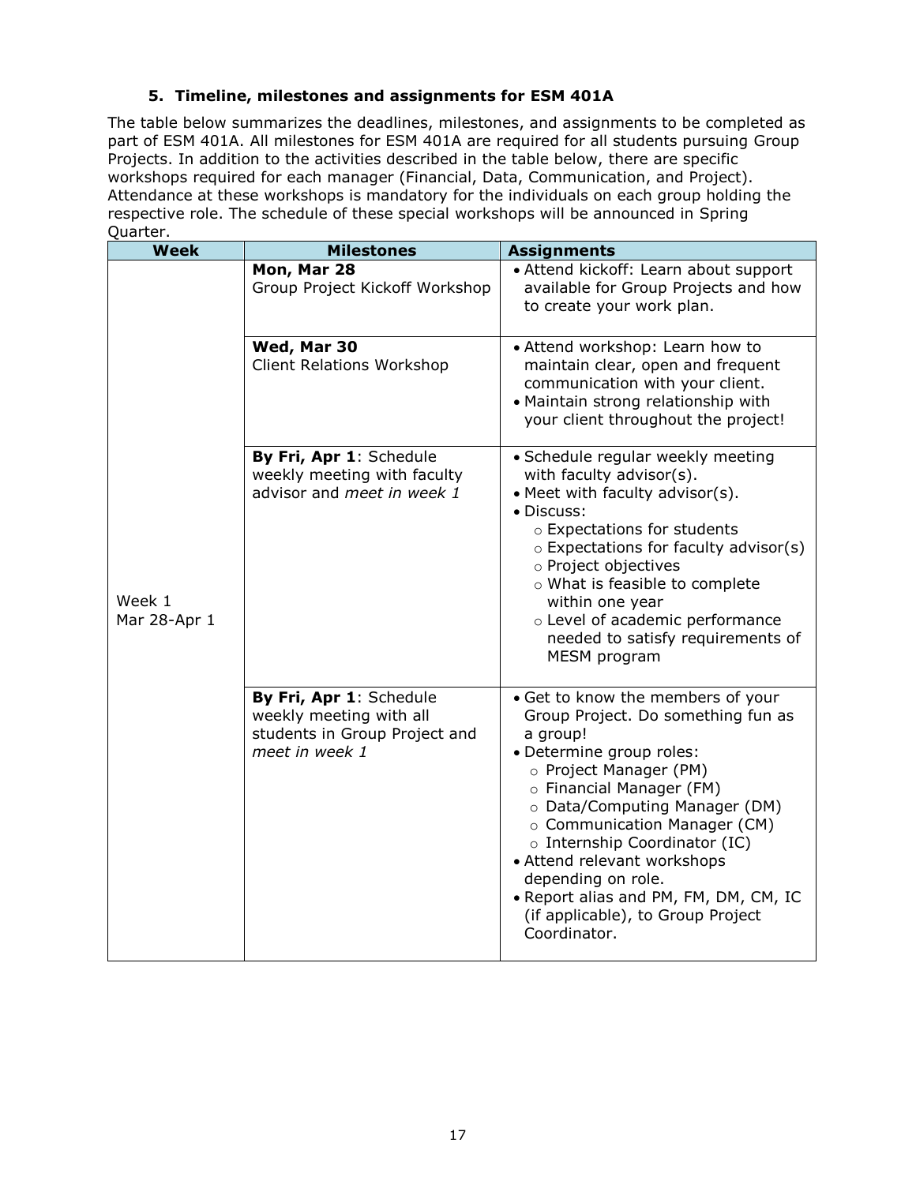### 5. Timeline, milestones and assignments for ESM 401A

The table below summarizes the deadlines, milestones, and assignments to be completed as part of ESM 401A. All milestones for ESM 401A are required for all students pursuing Group Projects. In addition to the activities described in the table below, there are specific workshops required for each manager (Financial, Data, Communication, and Project). Attendance at these workshops is mandatory for the individuals on each group holding the respective role. The schedule of these special workshops will be announced in Spring Quarter.

| Week | Milestones | Assignments |
|---|---|---|
| Week 1<br>Mar 28-Apr 1 | **Mon, Mar 28**<br>Group Project Kickoff Workshop | • Attend kickoff: Learn about support available for Group Projects and how to create your work plan. |
| | **Wed, Mar 30**<br>Client Relations Workshop | • Attend workshop: Learn how to maintain clear, open and frequent communication with your client.<br>• Maintain strong relationship with your client throughout the project! |
| | **By Fri, Apr 1**: Schedule weekly meeting with faculty advisor and *meet in week 1* | • Schedule regular weekly meeting with faculty advisor(s).<br>• Meet with faculty advisor(s).<br>• Discuss:<br>○ Expectations for students<br>○ Expectations for faculty advisor(s)<br>○ Project objectives<br>○ What is feasible to complete within one year<br>○ Level of academic performance needed to satisfy requirements of MESM program |
| | **By Fri, Apr 1**: Schedule weekly meeting with all students in Group Project and *meet in week 1* | • Get to know the members of your Group Project. Do something fun as a group!<br>• Determine group roles:<br>○ Project Manager (PM)<br>○ Financial Manager (FM)<br>○ Data/Computing Manager (DM)<br>○ Communication Manager (CM)<br>○ Internship Coordinator (IC)<br>• Attend relevant workshops depending on role.<br>• Report alias and PM, FM, DM, CM, IC (if applicable), to Group Project Coordinator. |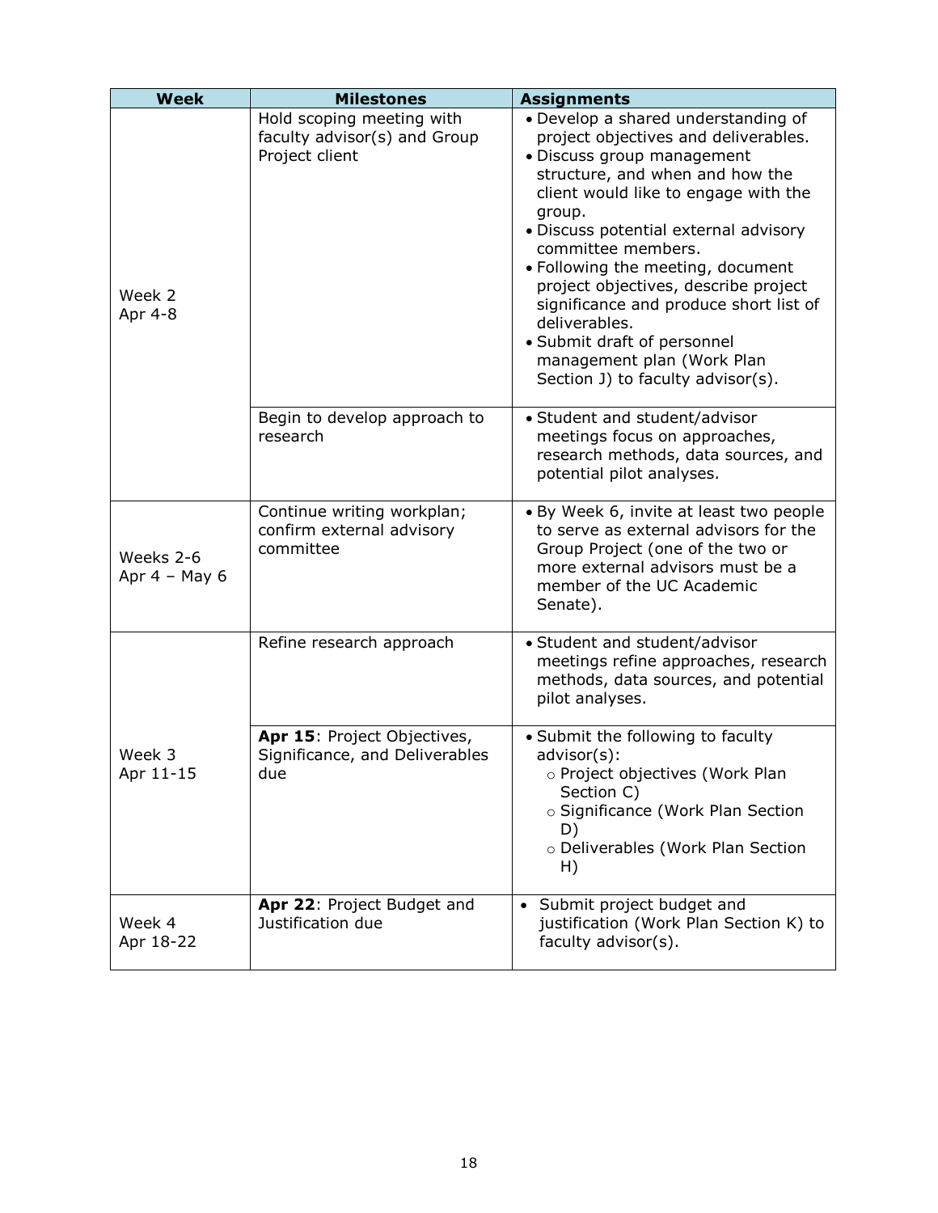| Week | Milestones | Assignments |
|---|---|---|
| Week 2<br>Apr 4-8 | Hold scoping meeting with faculty advisor(s) and Group Project client | • Develop a shared understanding of project objectives and deliverables.<br>• Discuss group management structure, and when and how the client would like to engage with the group.<br>• Discuss potential external advisory committee members.<br>• Following the meeting, document project objectives, describe project significance and produce short list of deliverables.<br>• Submit draft of personnel management plan (Work Plan Section J) to faculty advisor(s). |
| | Begin to develop approach to research | • Student and student/advisor meetings focus on approaches, research methods, data sources, and potential pilot analyses. |
| Weeks 2-6<br>Apr 4 – May 6 | Continue writing workplan; confirm external advisory committee | • By Week 6, invite at least two people to serve as external advisors for the Group Project (one of the two or more external advisors must be a member of the UC Academic Senate). |
| Week 3<br>Apr 11-15 | Refine research approach | • Student and student/advisor meetings refine approaches, research methods, data sources, and potential pilot analyses. |
| | **Apr 15**: Project Objectives, Significance, and Deliverables due | • Submit the following to faculty advisor(s):<br>○ Project objectives (Work Plan Section C)<br>○ Significance (Work Plan Section D)<br>○ Deliverables (Work Plan Section H) |
| Week 4<br>Apr 18-22 | **Apr 22**: Project Budget and Justification due | • Submit project budget and justification (Work Plan Section K) to faculty advisor(s). |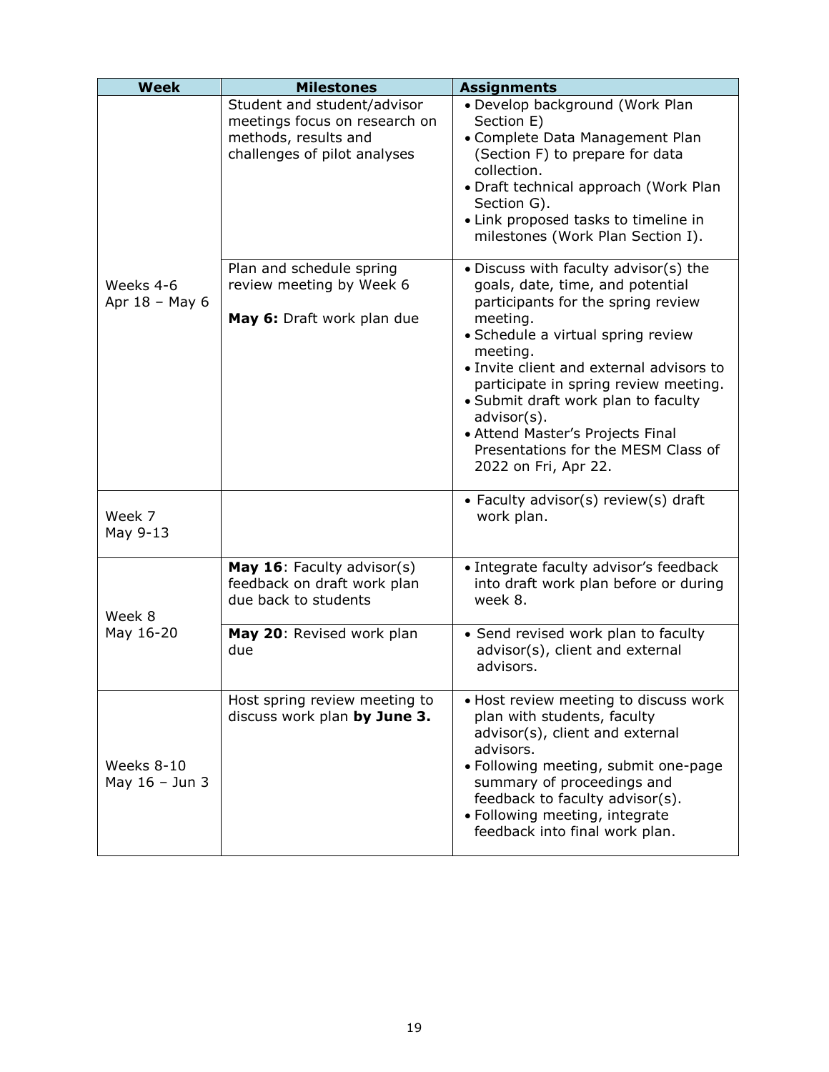| Week | Milestones | Assignments |
|---|---|---|
| Weeks 4-6<br>Apr 18 – May 6 | Student and student/advisor meetings focus on research on methods, results and challenges of pilot analyses | • Develop background (Work Plan Section E)<br>• Complete Data Management Plan (Section F) to prepare for data collection.<br>• Draft technical approach (Work Plan Section G).<br>• Link proposed tasks to timeline in milestones (Work Plan Section I). |
| | Plan and schedule spring review meeting by Week 6<br><br>**May 6:** Draft work plan due | • Discuss with faculty advisor(s) the goals, date, time, and potential participants for the spring review meeting.<br>• Schedule a virtual spring review meeting.<br>• Invite client and external advisors to participate in spring review meeting.<br>• Submit draft work plan to faculty advisor(s).<br>• Attend Master's Projects Final Presentations for the MESM Class of 2022 on Fri, Apr 22. |
| Week 7<br>May 9-13 | | • Faculty advisor(s) review(s) draft work plan. |
| Week 8<br>May 16-20 | **May 16**: Faculty advisor(s) feedback on draft work plan due back to students | • Integrate faculty advisor's feedback into draft work plan before or during week 8. |
| | **May 20**: Revised work plan due | • Send revised work plan to faculty advisor(s), client and external advisors. |
| Weeks 8-10<br>May 16 – Jun 3 | Host spring review meeting to discuss work plan **by June 3.** | • Host review meeting to discuss work plan with students, faculty advisor(s), client and external advisors.<br>• Following meeting, submit one-page summary of proceedings and feedback to faculty advisor(s).<br>• Following meeting, integrate feedback into final work plan. |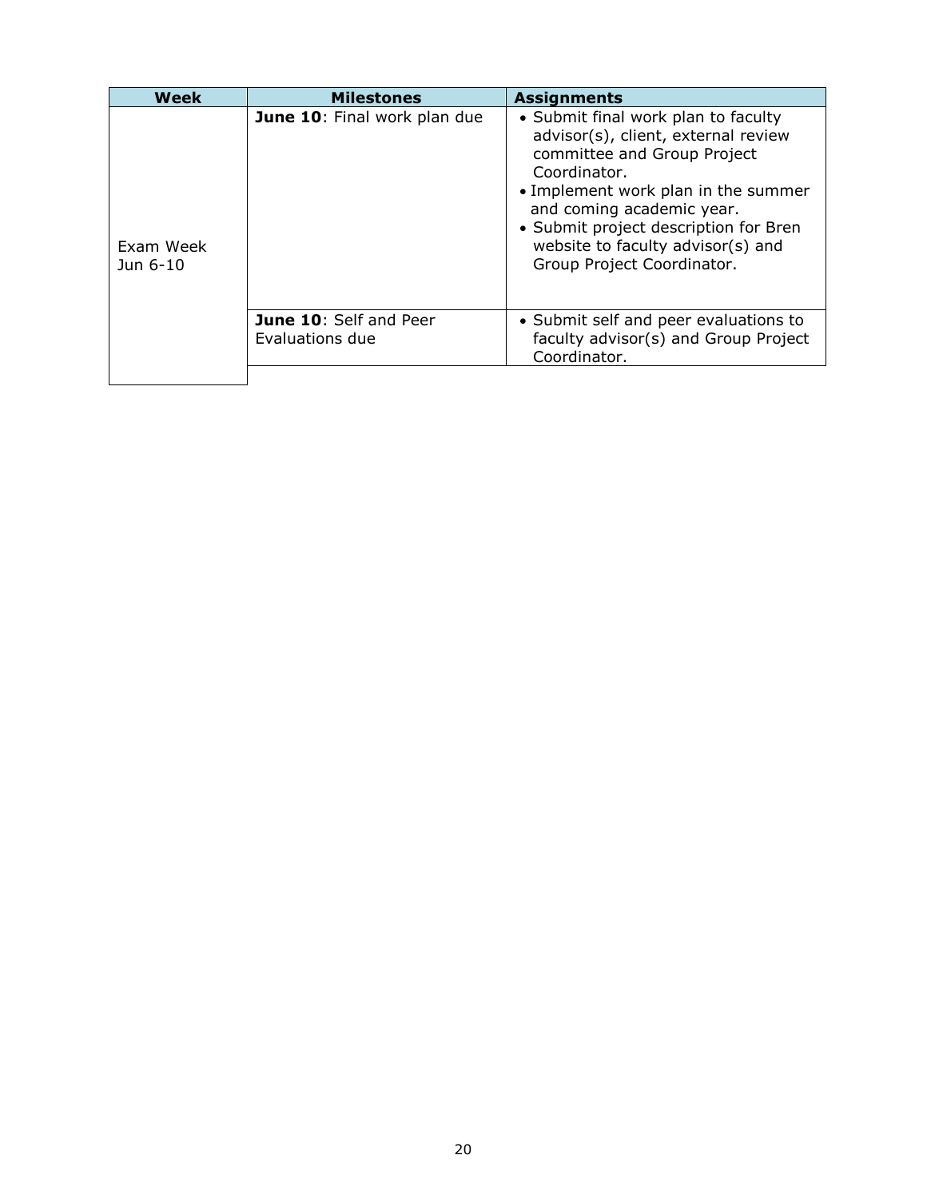| Week | Milestones | Assignments |
| --- | --- | --- |
| Exam Week Jun 6-10 | **June 10**: Final work plan due | • Submit final work plan to faculty advisor(s), client, external review committee and Group Project Coordinator.<br>• Implement work plan in the summer and coming academic year.<br>• Submit project description for Bren website to faculty advisor(s) and Group Project Coordinator. |
| | **June 10**: Self and Peer Evaluations due | • Submit self and peer evaluations to faculty advisor(s) and Group Project Coordinator. |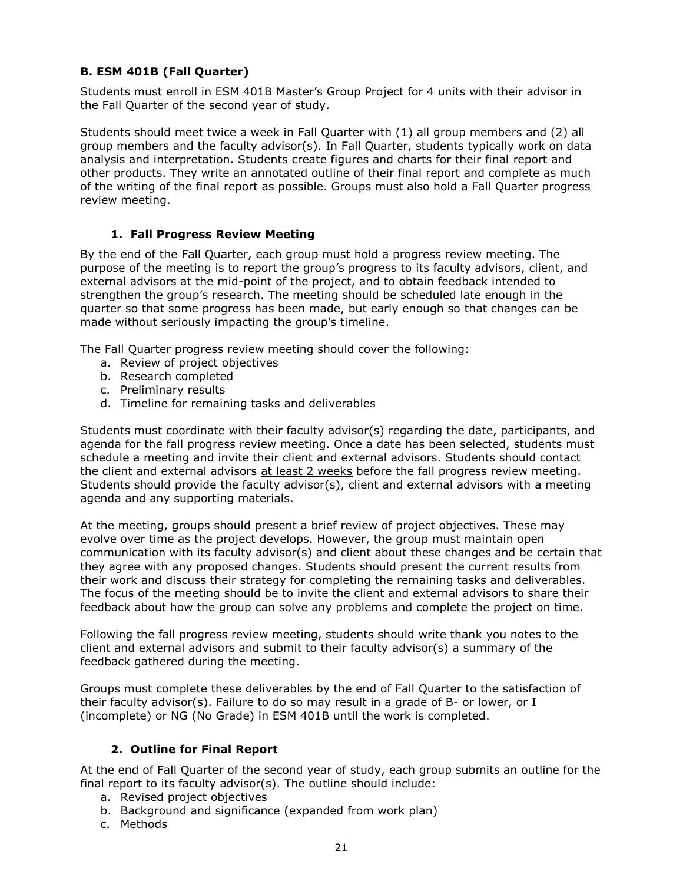### B. ESM 401B (Fall Quarter)

Students must enroll in ESM 401B Master's Group Project for 4 units with their advisor in the Fall Quarter of the second year of study.

Students should meet twice a week in Fall Quarter with (1) all group members and (2) all group members and the faculty advisor(s). In Fall Quarter, students typically work on data analysis and interpretation. Students create figures and charts for their final report and other products. They write an annotated outline of their final report and complete as much of the writing of the final report as possible. Groups must also hold a Fall Quarter progress review meeting.

#### 1. Fall Progress Review Meeting

By the end of the Fall Quarter, each group must hold a progress review meeting. The purpose of the meeting is to report the group's progress to its faculty advisors, client, and external advisors at the mid-point of the project, and to obtain feedback intended to strengthen the group's research. The meeting should be scheduled late enough in the quarter so that some progress has been made, but early enough so that changes can be made without seriously impacting the group's timeline.

The Fall Quarter progress review meeting should cover the following:

a. Review of project objectives
b. Research completed
c. Preliminary results
d. Timeline for remaining tasks and deliverables

Students must coordinate with their faculty advisor(s) regarding the date, participants, and agenda for the fall progress review meeting. Once a date has been selected, students must schedule a meeting and invite their client and external advisors. Students should contact the client and external advisors <u>at least 2 weeks</u> before the fall progress review meeting. Students should provide the faculty advisor(s), client and external advisors with a meeting agenda and any supporting materials.

At the meeting, groups should present a brief review of project objectives. These may evolve over time as the project develops. However, the group must maintain open communication with its faculty advisor(s) and client about these changes and be certain that they agree with any proposed changes. Students should present the current results from their work and discuss their strategy for completing the remaining tasks and deliverables. The focus of the meeting should be to invite the client and external advisors to share their feedback about how the group can solve any problems and complete the project on time.

Following the fall progress review meeting, students should write thank you notes to the client and external advisors and submit to their faculty advisor(s) a summary of the feedback gathered during the meeting.

Groups must complete these deliverables by the end of Fall Quarter to the satisfaction of their faculty advisor(s). Failure to do so may result in a grade of B- or lower, or I (incomplete) or NG (No Grade) in ESM 401B until the work is completed.

#### 2. Outline for Final Report

At the end of Fall Quarter of the second year of study, each group submits an outline for the final report to its faculty advisor(s). The outline should include:

a. Revised project objectives
b. Background and significance (expanded from work plan)
c. Methods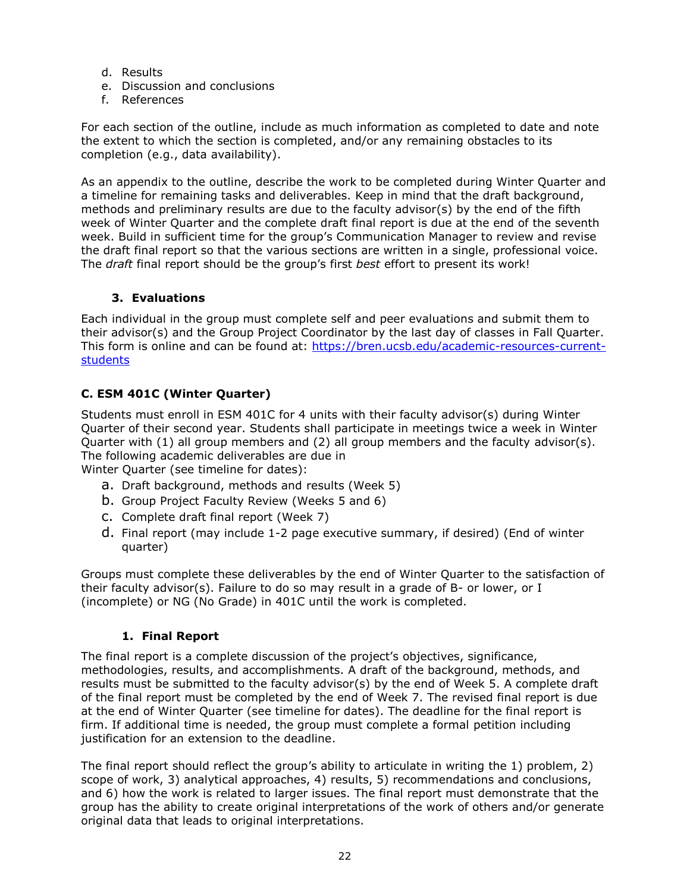d. Results
e. Discussion and conclusions
f. References

For each section of the outline, include as much information as completed to date and note the extent to which the section is completed, and/or any remaining obstacles to its completion (e.g., data availability).

As an appendix to the outline, describe the work to be completed during Winter Quarter and a timeline for remaining tasks and deliverables. Keep in mind that the draft background, methods and preliminary results are due to the faculty advisor(s) by the end of the fifth week of Winter Quarter and the complete draft final report is due at the end of the seventh week. Build in sufficient time for the group's Communication Manager to review and revise the draft final report so that the various sections are written in a single, professional voice. The *draft* final report should be the group's first *best* effort to present its work!

### 3. Evaluations

Each individual in the group must complete self and peer evaluations and submit them to their advisor(s) and the Group Project Coordinator by the last day of classes in Fall Quarter. This form is online and can be found at: [https://bren.ucsb.edu/academic-resources-current-students](https://bren.ucsb.edu/academic-resources-current-students)

## C. ESM 401C (Winter Quarter)

Students must enroll in ESM 401C for 4 units with their faculty advisor(s) during Winter Quarter of their second year. Students shall participate in meetings twice a week in Winter Quarter with (1) all group members and (2) all group members and the faculty advisor(s). The following academic deliverables are due in
Winter Quarter (see timeline for dates):

a. Draft background, methods and results (Week 5)
b. Group Project Faculty Review (Weeks 5 and 6)
c. Complete draft final report (Week 7)
d. Final report (may include 1-2 page executive summary, if desired) (End of winter quarter)

Groups must complete these deliverables by the end of Winter Quarter to the satisfaction of their faculty advisor(s). Failure to do so may result in a grade of B- or lower, or I (incomplete) or NG (No Grade) in 401C until the work is completed.

### 1. Final Report

The final report is a complete discussion of the project's objectives, significance, methodologies, results, and accomplishments. A draft of the background, methods, and results must be submitted to the faculty advisor(s) by the end of Week 5. A complete draft of the final report must be completed by the end of Week 7. The revised final report is due at the end of Winter Quarter (see timeline for dates). The deadline for the final report is firm. If additional time is needed, the group must complete a formal petition including justification for an extension to the deadline.

The final report should reflect the group's ability to articulate in writing the 1) problem, 2) scope of work, 3) analytical approaches, 4) results, 5) recommendations and conclusions, and 6) how the work is related to larger issues. The final report must demonstrate that the group has the ability to create original interpretations of the work of others and/or generate original data that leads to original interpretations.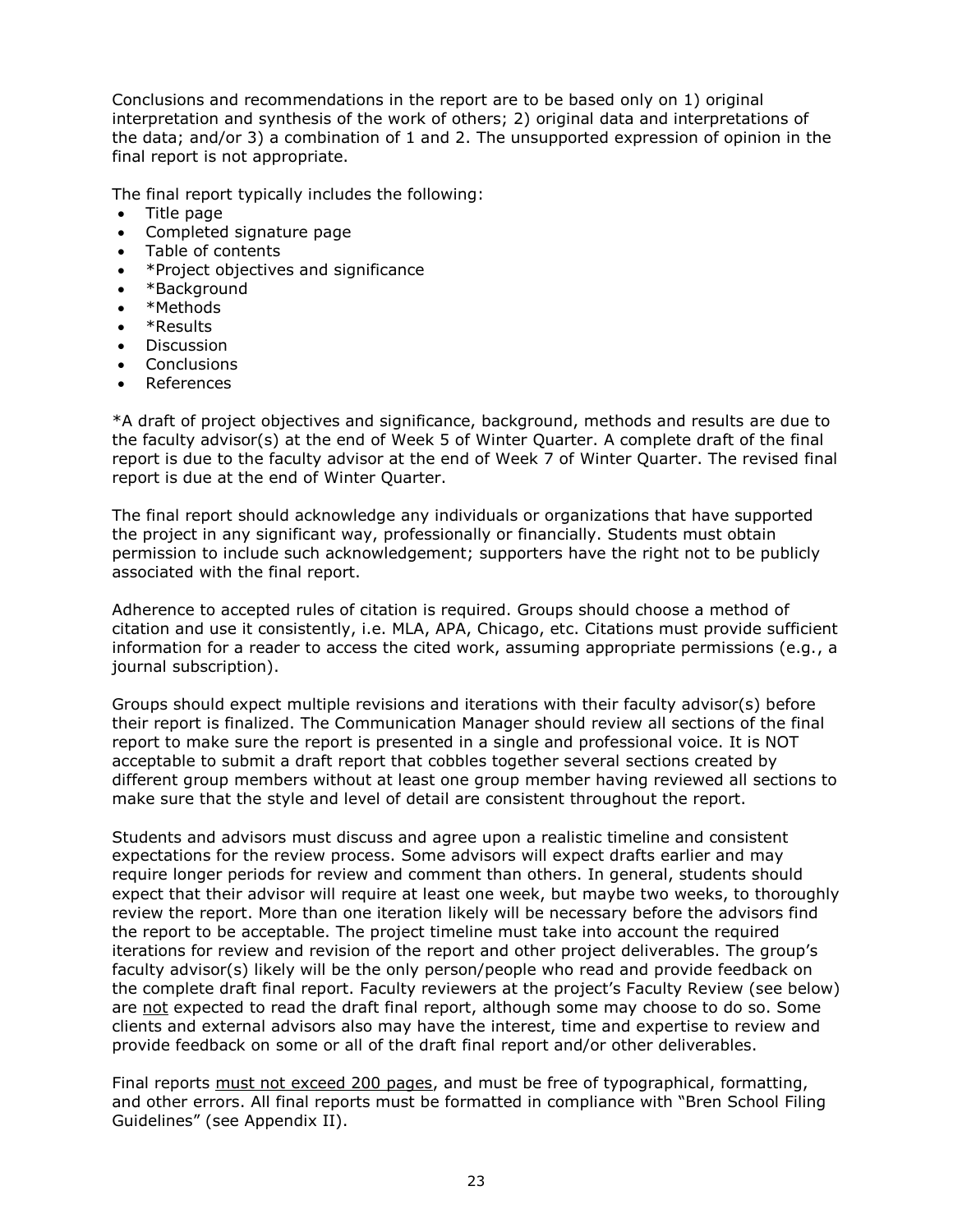Conclusions and recommendations in the report are to be based only on 1) original interpretation and synthesis of the work of others; 2) original data and interpretations of the data; and/or 3) a combination of 1 and 2. The unsupported expression of opinion in the final report is not appropriate.

The final report typically includes the following:

- Title page
- Completed signature page
- Table of contents
- *Project objectives and significance
- *Background
- *Methods
- *Results
- Discussion
- Conclusions
- References

*A draft of project objectives and significance, background, methods and results are due to the faculty advisor(s) at the end of Week 5 of Winter Quarter. A complete draft of the final report is due to the faculty advisor at the end of Week 7 of Winter Quarter. The revised final report is due at the end of Winter Quarter.

The final report should acknowledge any individuals or organizations that have supported the project in any significant way, professionally or financially. Students must obtain permission to include such acknowledgement; supporters have the right not to be publicly associated with the final report.

Adherence to accepted rules of citation is required. Groups should choose a method of citation and use it consistently, i.e. MLA, APA, Chicago, etc. Citations must provide sufficient information for a reader to access the cited work, assuming appropriate permissions (e.g., a journal subscription).

Groups should expect multiple revisions and iterations with their faculty advisor(s) before their report is finalized. The Communication Manager should review all sections of the final report to make sure the report is presented in a single and professional voice. It is NOT acceptable to submit a draft report that cobbles together several sections created by different group members without at least one group member having reviewed all sections to make sure that the style and level of detail are consistent throughout the report.

Students and advisors must discuss and agree upon a realistic timeline and consistent expectations for the review process. Some advisors will expect drafts earlier and may require longer periods for review and comment than others. In general, students should expect that their advisor will require at least one week, but maybe two weeks, to thoroughly review the report. More than one iteration likely will be necessary before the advisors find the report to be acceptable. The project timeline must take into account the required iterations for review and revision of the report and other project deliverables. The group's faculty advisor(s) likely will be the only person/people who read and provide feedback on the complete draft final report. Faculty reviewers at the project's Faculty Review (see below) are <u>not</u> expected to read the draft final report, although some may choose to do so. Some clients and external advisors also may have the interest, time and expertise to review and provide feedback on some or all of the draft final report and/or other deliverables.

Final reports <u>must not exceed 200 pages</u>, and must be free of typographical, formatting, and other errors. All final reports must be formatted in compliance with "Bren School Filing Guidelines" (see Appendix II).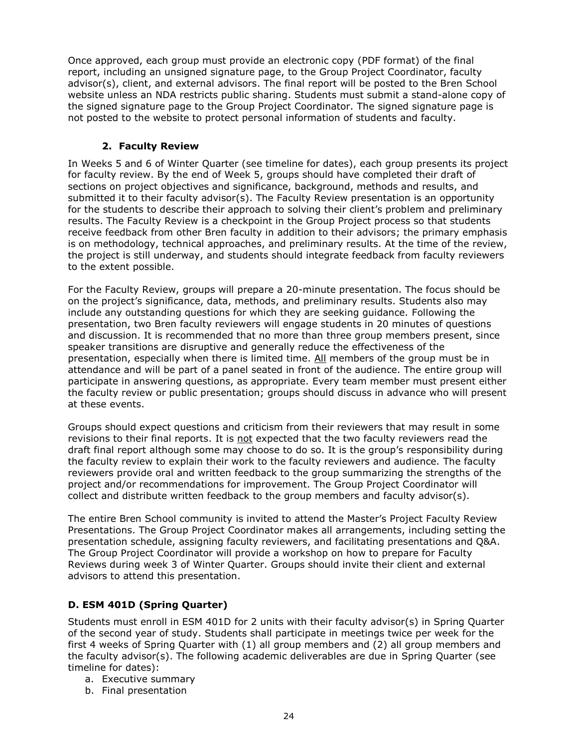Once approved, each group must provide an electronic copy (PDF format) of the final report, including an unsigned signature page, to the Group Project Coordinator, faculty advisor(s), client, and external advisors. The final report will be posted to the Bren School website unless an NDA restricts public sharing. Students must submit a stand-alone copy of the signed signature page to the Group Project Coordinator. The signed signature page is not posted to the website to protect personal information of students and faculty.

### 2. Faculty Review

In Weeks 5 and 6 of Winter Quarter (see timeline for dates), each group presents its project for faculty review. By the end of Week 5, groups should have completed their draft of sections on project objectives and significance, background, methods and results, and submitted it to their faculty advisor(s). The Faculty Review presentation is an opportunity for the students to describe their approach to solving their client's problem and preliminary results. The Faculty Review is a checkpoint in the Group Project process so that students receive feedback from other Bren faculty in addition to their advisors; the primary emphasis is on methodology, technical approaches, and preliminary results. At the time of the review, the project is still underway, and students should integrate feedback from faculty reviewers to the extent possible.

For the Faculty Review, groups will prepare a 20-minute presentation. The focus should be on the project's significance, data, methods, and preliminary results. Students also may include any outstanding questions for which they are seeking guidance. Following the presentation, two Bren faculty reviewers will engage students in 20 minutes of questions and discussion. It is recommended that no more than three group members present, since speaker transitions are disruptive and generally reduce the effectiveness of the presentation, especially when there is limited time. <u>All</u> members of the group must be in attendance and will be part of a panel seated in front of the audience. The entire group will participate in answering questions, as appropriate. Every team member must present either the faculty review or public presentation; groups should discuss in advance who will present at these events.

Groups should expect questions and criticism from their reviewers that may result in some revisions to their final reports. It is <u>not</u> expected that the two faculty reviewers read the draft final report although some may choose to do so. It is the group's responsibility during the faculty review to explain their work to the faculty reviewers and audience. The faculty reviewers provide oral and written feedback to the group summarizing the strengths of the project and/or recommendations for improvement. The Group Project Coordinator will collect and distribute written feedback to the group members and faculty advisor(s).

The entire Bren School community is invited to attend the Master's Project Faculty Review Presentations. The Group Project Coordinator makes all arrangements, including setting the presentation schedule, assigning faculty reviewers, and facilitating presentations and Q&A. The Group Project Coordinator will provide a workshop on how to prepare for Faculty Reviews during week 3 of Winter Quarter. Groups should invite their client and external advisors to attend this presentation.

## D. ESM 401D (Spring Quarter)

Students must enroll in ESM 401D for 2 units with their faculty advisor(s) in Spring Quarter of the second year of study. Students shall participate in meetings twice per week for the first 4 weeks of Spring Quarter with (1) all group members and (2) all group members and the faculty advisor(s). The following academic deliverables are due in Spring Quarter (see timeline for dates):

a. Executive summary
b. Final presentation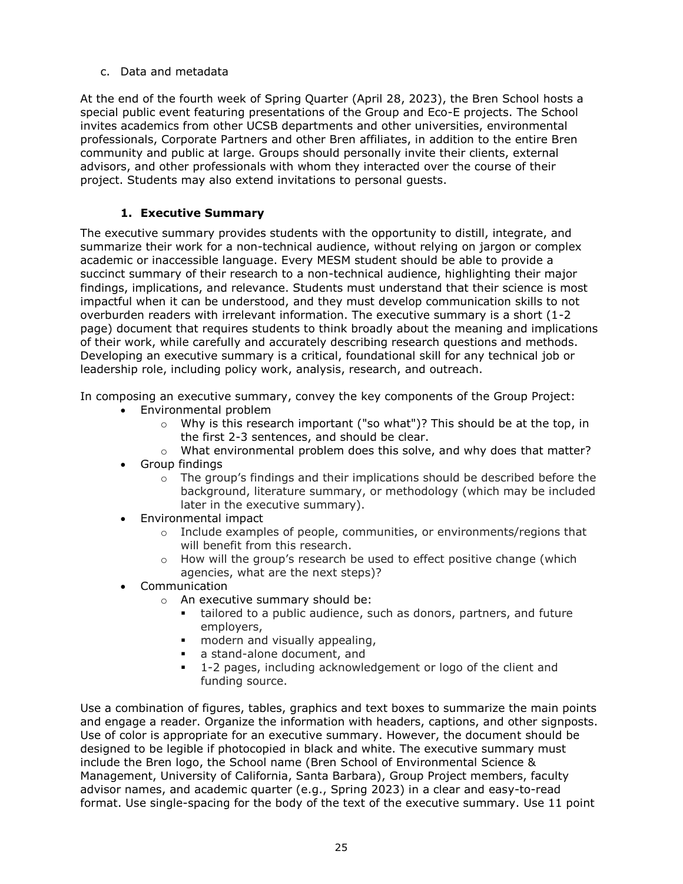c. Data and metadata

At the end of the fourth week of Spring Quarter (April 28, 2023), the Bren School hosts a special public event featuring presentations of the Group and Eco-E projects. The School invites academics from other UCSB departments and other universities, environmental professionals, Corporate Partners and other Bren affiliates, in addition to the entire Bren community and public at large. Groups should personally invite their clients, external advisors, and other professionals with whom they interacted over the course of their project. Students may also extend invitations to personal guests.

### 1. Executive Summary

The executive summary provides students with the opportunity to distill, integrate, and summarize their work for a non-technical audience, without relying on jargon or complex academic or inaccessible language. Every MESM student should be able to provide a succinct summary of their research to a non-technical audience, highlighting their major findings, implications, and relevance. Students must understand that their science is most impactful when it can be understood, and they must develop communication skills to not overburden readers with irrelevant information. The executive summary is a short (1-2 page) document that requires students to think broadly about the meaning and implications of their work, while carefully and accurately describing research questions and methods. Developing an executive summary is a critical, foundational skill for any technical job or leadership role, including policy work, analysis, research, and outreach.

In composing an executive summary, convey the key components of the Group Project:

- Environmental problem
  - Why is this research important ("so what")? This should be at the top, in the first 2-3 sentences, and should be clear.
  - What environmental problem does this solve, and why does that matter?
- Group findings
  - The group's findings and their implications should be described before the background, literature summary, or methodology (which may be included later in the executive summary).
- Environmental impact
  - Include examples of people, communities, or environments/regions that will benefit from this research.
  - How will the group's research be used to effect positive change (which agencies, what are the next steps)?
- Communication
  - An executive summary should be:
    - tailored to a public audience, such as donors, partners, and future employers,
    - modern and visually appealing,
    - a stand-alone document, and
    - 1-2 pages, including acknowledgement or logo of the client and funding source.

Use a combination of figures, tables, graphics and text boxes to summarize the main points and engage a reader. Organize the information with headers, captions, and other signposts. Use of color is appropriate for an executive summary. However, the document should be designed to be legible if photocopied in black and white. The executive summary must include the Bren logo, the School name (Bren School of Environmental Science & Management, University of California, Santa Barbara), Group Project members, faculty advisor names, and academic quarter (e.g., Spring 2023) in a clear and easy-to-read format. Use single-spacing for the body of the text of the executive summary. Use 11 point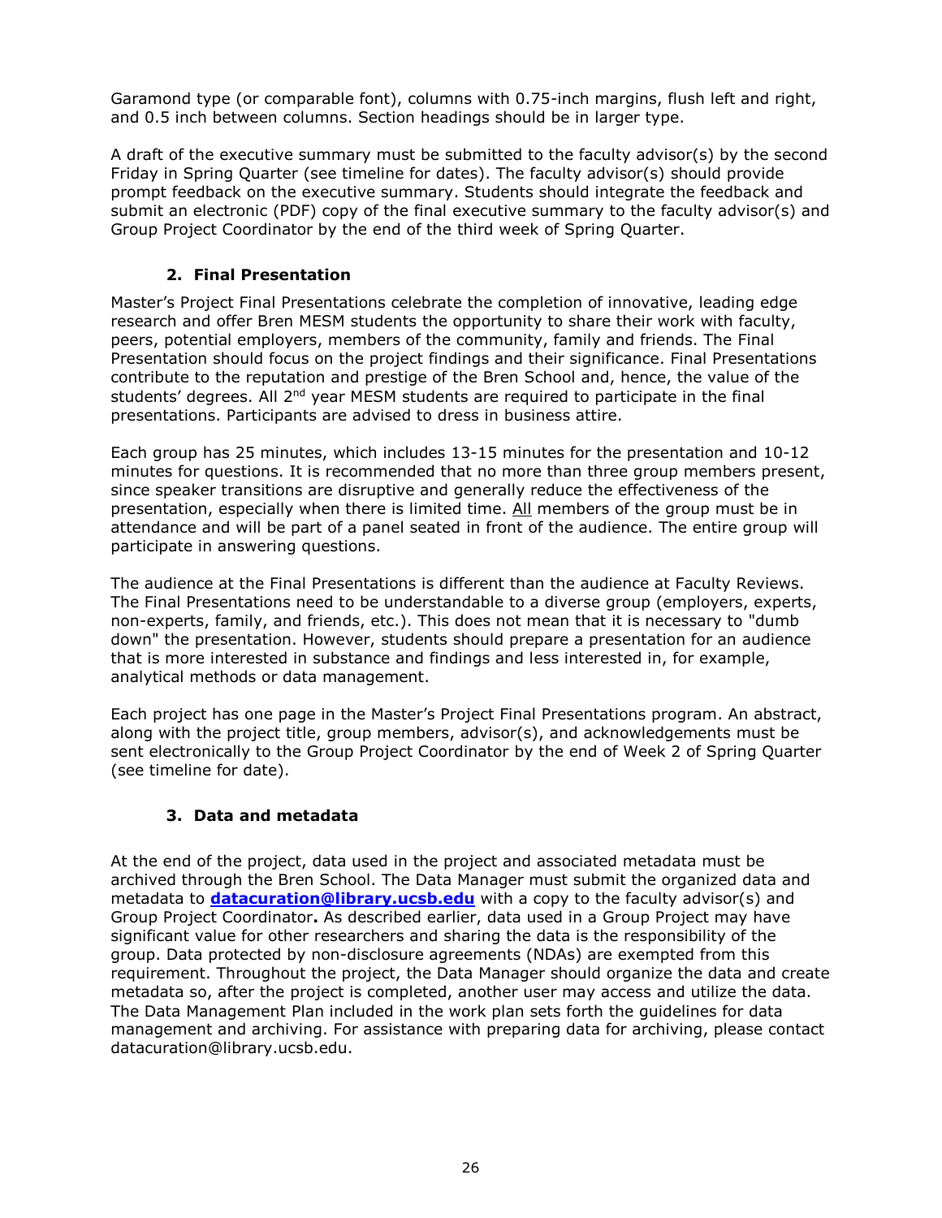Garamond type (or comparable font), columns with 0.75-inch margins, flush left and right, and 0.5 inch between columns. Section headings should be in larger type.

A draft of the executive summary must be submitted to the faculty advisor(s) by the second Friday in Spring Quarter (see timeline for dates). The faculty advisor(s) should provide prompt feedback on the executive summary. Students should integrate the feedback and submit an electronic (PDF) copy of the final executive summary to the faculty advisor(s) and Group Project Coordinator by the end of the third week of Spring Quarter.

### 2. Final Presentation

Master's Project Final Presentations celebrate the completion of innovative, leading edge research and offer Bren MESM students the opportunity to share their work with faculty, peers, potential employers, members of the community, family and friends. The Final Presentation should focus on the project findings and their significance. Final Presentations contribute to the reputation and prestige of the Bren School and, hence, the value of the students' degrees. All 2nd year MESM students are required to participate in the final presentations. Participants are advised to dress in business attire.

Each group has 25 minutes, which includes 13-15 minutes for the presentation and 10-12 minutes for questions. It is recommended that no more than three group members present, since speaker transitions are disruptive and generally reduce the effectiveness of the presentation, especially when there is limited time. All members of the group must be in attendance and will be part of a panel seated in front of the audience. The entire group will participate in answering questions.

The audience at the Final Presentations is different than the audience at Faculty Reviews. The Final Presentations need to be understandable to a diverse group (employers, experts, non-experts, family, and friends, etc.). This does not mean that it is necessary to "dumb down" the presentation. However, students should prepare a presentation for an audience that is more interested in substance and findings and less interested in, for example, analytical methods or data management.

Each project has one page in the Master's Project Final Presentations program. An abstract, along with the project title, group members, advisor(s), and acknowledgements must be sent electronically to the Group Project Coordinator by the end of Week 2 of Spring Quarter (see timeline for date).

### 3. Data and metadata

At the end of the project, data used in the project and associated metadata must be archived through the Bren School. The Data Manager must submit the organized data and metadata to **datacuration@library.ucsb.edu** with a copy to the faculty advisor(s) and Group Project Coordinator**.** As described earlier, data used in a Group Project may have significant value for other researchers and sharing the data is the responsibility of the group. Data protected by non-disclosure agreements (NDAs) are exempted from this requirement. Throughout the project, the Data Manager should organize the data and create metadata so, after the project is completed, another user may access and utilize the data. The Data Management Plan included in the work plan sets forth the guidelines for data management and archiving. For assistance with preparing data for archiving, please contact datacuration@library.ucsb.edu.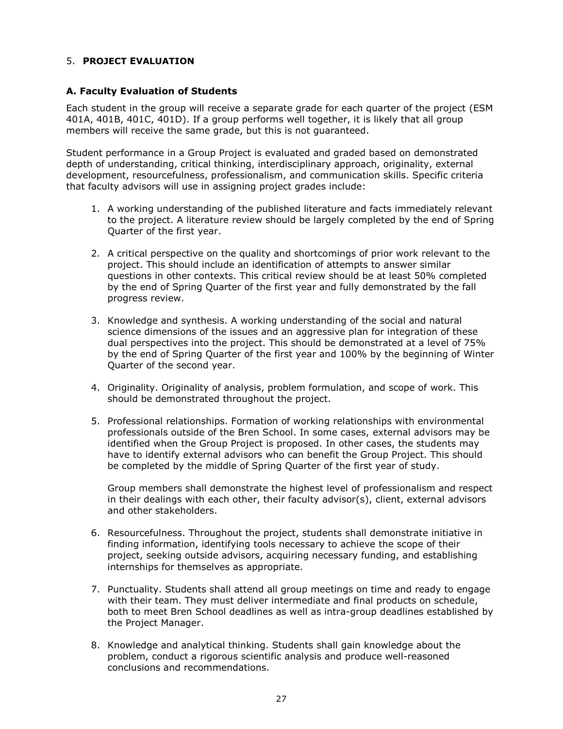## 5. **PROJECT EVALUATION**

### A. Faculty Evaluation of Students

Each student in the group will receive a separate grade for each quarter of the project (ESM 401A, 401B, 401C, 401D). If a group performs well together, it is likely that all group members will receive the same grade, but this is not guaranteed.

Student performance in a Group Project is evaluated and graded based on demonstrated depth of understanding, critical thinking, interdisciplinary approach, originality, external development, resourcefulness, professionalism, and communication skills. Specific criteria that faculty advisors will use in assigning project grades include:

1. A working understanding of the published literature and facts immediately relevant to the project. A literature review should be largely completed by the end of Spring Quarter of the first year.

2. A critical perspective on the quality and shortcomings of prior work relevant to the project. This should include an identification of attempts to answer similar questions in other contexts. This critical review should be at least 50% completed by the end of Spring Quarter of the first year and fully demonstrated by the fall progress review.

3. Knowledge and synthesis. A working understanding of the social and natural science dimensions of the issues and an aggressive plan for integration of these dual perspectives into the project. This should be demonstrated at a level of 75% by the end of Spring Quarter of the first year and 100% by the beginning of Winter Quarter of the second year.

4. Originality. Originality of analysis, problem formulation, and scope of work. This should be demonstrated throughout the project.

5. Professional relationships. Formation of working relationships with environmental professionals outside of the Bren School. In some cases, external advisors may be identified when the Group Project is proposed. In other cases, the students may have to identify external advisors who can benefit the Group Project. This should be completed by the middle of Spring Quarter of the first year of study.

   Group members shall demonstrate the highest level of professionalism and respect in their dealings with each other, their faculty advisor(s), client, external advisors and other stakeholders.

6. Resourcefulness. Throughout the project, students shall demonstrate initiative in finding information, identifying tools necessary to achieve the scope of their project, seeking outside advisors, acquiring necessary funding, and establishing internships for themselves as appropriate.

7. Punctuality. Students shall attend all group meetings on time and ready to engage with their team. They must deliver intermediate and final products on schedule, both to meet Bren School deadlines as well as intra-group deadlines established by the Project Manager.

8. Knowledge and analytical thinking. Students shall gain knowledge about the problem, conduct a rigorous scientific analysis and produce well-reasoned conclusions and recommendations.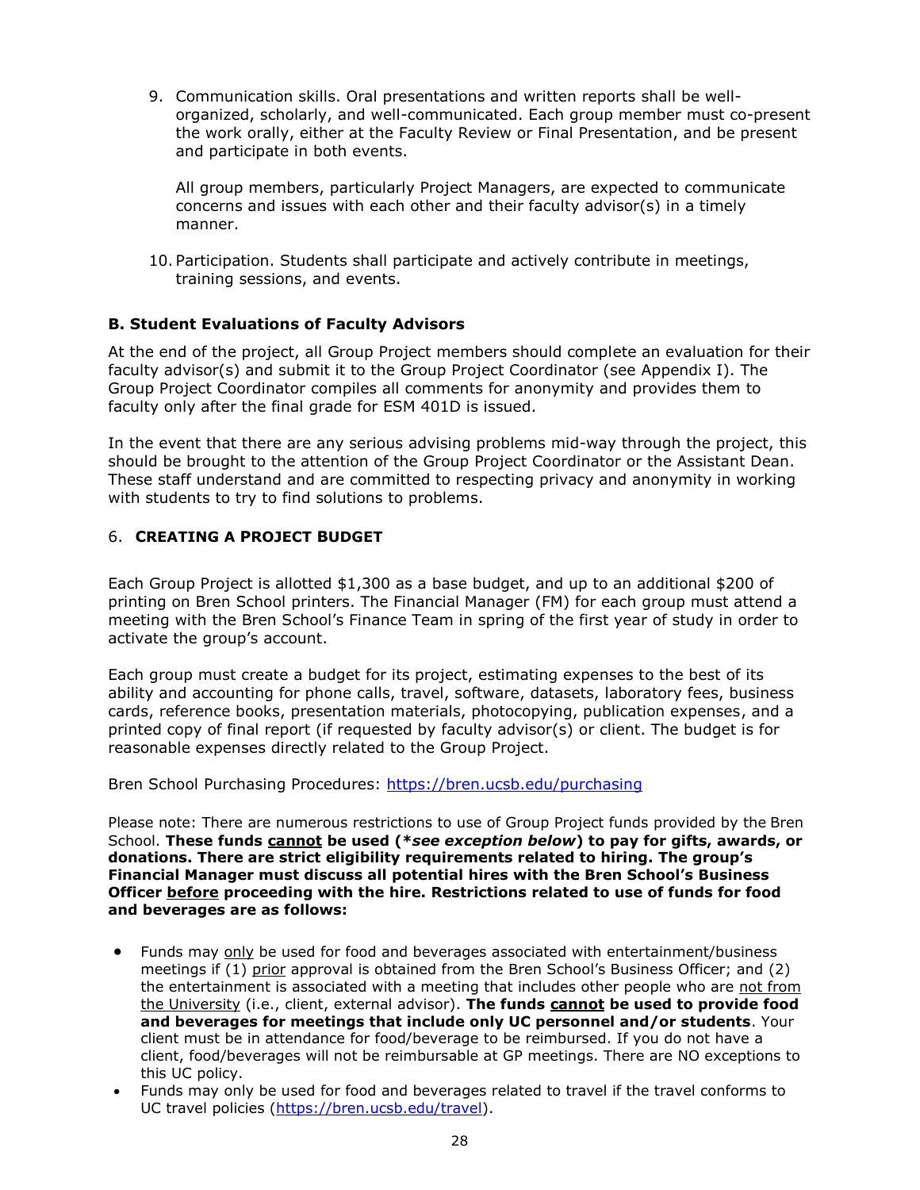9. Communication skills. Oral presentations and written reports shall be well-organized, scholarly, and well-communicated. Each group member must co-present the work orally, either at the Faculty Review or Final Presentation, and be present and participate in both events.

   All group members, particularly Project Managers, are expected to communicate concerns and issues with each other and their faculty advisor(s) in a timely manner.

10. Participation. Students shall participate and actively contribute in meetings, training sessions, and events.

### B. Student Evaluations of Faculty Advisors

At the end of the project, all Group Project members should complete an evaluation for their faculty advisor(s) and submit it to the Group Project Coordinator (see Appendix I). The Group Project Coordinator compiles all comments for anonymity and provides them to faculty only after the final grade for ESM 401D is issued.

In the event that there are any serious advising problems mid-way through the project, this should be brought to the attention of the Group Project Coordinator or the Assistant Dean. These staff understand and are committed to respecting privacy and anonymity in working with students to try to find solutions to problems.

## 6. CREATING A PROJECT BUDGET

Each Group Project is allotted $1,300 as a base budget, and up to an additional $200 of printing on Bren School printers. The Financial Manager (FM) for each group must attend a meeting with the Bren School's Finance Team in spring of the first year of study in order to activate the group's account.

Each group must create a budget for its project, estimating expenses to the best of its ability and accounting for phone calls, travel, software, datasets, laboratory fees, business cards, reference books, presentation materials, photocopying, publication expenses, and a printed copy of final report (if requested by faculty advisor(s) or client. The budget is for reasonable expenses directly related to the Group Project.

Bren School Purchasing Procedures: https://bren.ucsb.edu/purchasing

Please note: There are numerous restrictions to use of Group Project funds provided by the Bren School. **These funds <u>cannot</u> be used (*\*see exception below*) to pay for gifts, awards, or donations. There are strict eligibility requirements related to hiring. The group's Financial Manager must discuss all potential hires with the Bren School's Business Officer <u>before</u> proceeding with the hire. Restrictions related to use of funds for food and beverages are as follows:**

- Funds may <u>only</u> be used for food and beverages associated with entertainment/business meetings if (1) <u>prior</u> approval is obtained from the Bren School's Business Officer; and (2) the entertainment is associated with a meeting that includes other people who are <u>not from the University</u> (i.e., client, external advisor). **The funds <u>cannot</u> be used to provide food and beverages for meetings that include only UC personnel and/or students**. Your client must be in attendance for food/beverage to be reimbursed. If you do not have a client, food/beverages will not be reimbursable at GP meetings. There are NO exceptions to this UC policy.
- Funds may only be used for food and beverages related to travel if the travel conforms to UC travel policies (https://bren.ucsb.edu/travel).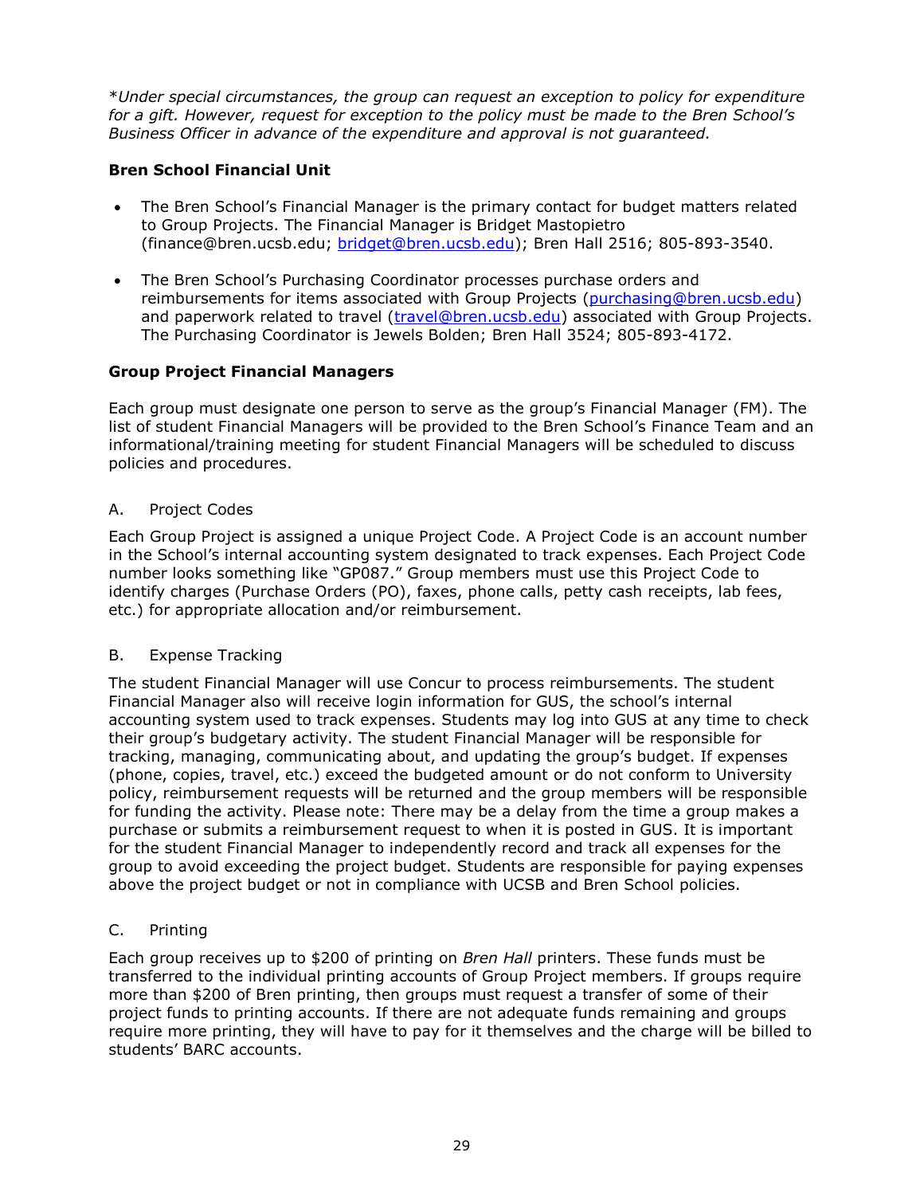*\*Under special circumstances, the group can request an exception to policy for expenditure for a gift. However, request for exception to the policy must be made to the Bren School's Business Officer in advance of the expenditure and approval is not guaranteed.*

**Bren School Financial Unit**

- The Bren School's Financial Manager is the primary contact for budget matters related to Group Projects. The Financial Manager is Bridget Mastopietro (finance@bren.ucsb.edu; bridget@bren.ucsb.edu); Bren Hall 2516; 805-893-3540.
- The Bren School's Purchasing Coordinator processes purchase orders and reimbursements for items associated with Group Projects (purchasing@bren.ucsb.edu) and paperwork related to travel (travel@bren.ucsb.edu) associated with Group Projects. The Purchasing Coordinator is Jewels Bolden; Bren Hall 3524; 805-893-4172.

**Group Project Financial Managers**

Each group must designate one person to serve as the group's Financial Manager (FM). The list of student Financial Managers will be provided to the Bren School's Finance Team and an informational/training meeting for student Financial Managers will be scheduled to discuss policies and procedures.

A. Project Codes

Each Group Project is assigned a unique Project Code. A Project Code is an account number in the School's internal accounting system designated to track expenses. Each Project Code number looks something like "GP087." Group members must use this Project Code to identify charges (Purchase Orders (PO), faxes, phone calls, petty cash receipts, lab fees, etc.) for appropriate allocation and/or reimbursement.

B. Expense Tracking

The student Financial Manager will use Concur to process reimbursements. The student Financial Manager also will receive login information for GUS, the school's internal accounting system used to track expenses. Students may log into GUS at any time to check their group's budgetary activity. The student Financial Manager will be responsible for tracking, managing, communicating about, and updating the group's budget. If expenses (phone, copies, travel, etc.) exceed the budgeted amount or do not conform to University policy, reimbursement requests will be returned and the group members will be responsible for funding the activity. Please note: There may be a delay from the time a group makes a purchase or submits a reimbursement request to when it is posted in GUS. It is important for the student Financial Manager to independently record and track all expenses for the group to avoid exceeding the project budget. Students are responsible for paying expenses above the project budget or not in compliance with UCSB and Bren School policies.

C. Printing

Each group receives up to $200 of printing on *Bren Hall* printers. These funds must be transferred to the individual printing accounts of Group Project members. If groups require more than $200 of Bren printing, then groups must request a transfer of some of their project funds to printing accounts. If there are not adequate funds remaining and groups require more printing, they will have to pay for it themselves and the charge will be billed to students' BARC accounts.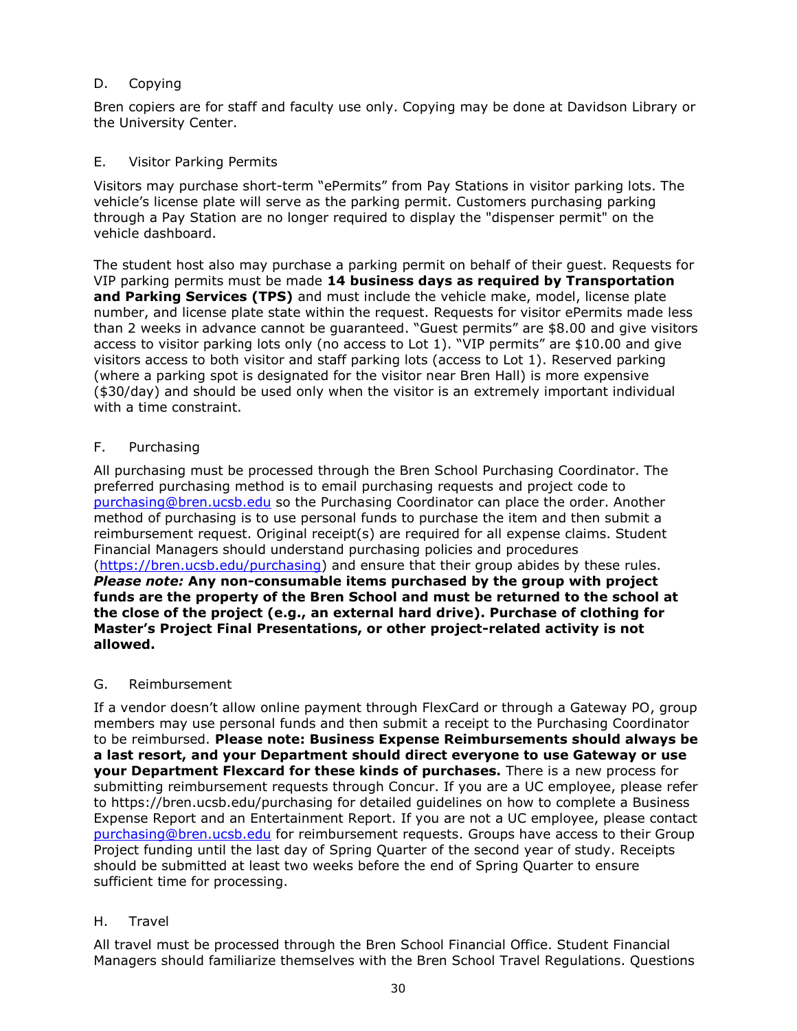### D. Copying

Bren copiers are for staff and faculty use only. Copying may be done at Davidson Library or the University Center.

### E. Visitor Parking Permits

Visitors may purchase short-term "ePermits" from Pay Stations in visitor parking lots. The vehicle's license plate will serve as the parking permit. Customers purchasing parking through a Pay Station are no longer required to display the "dispenser permit" on the vehicle dashboard.

The student host also may purchase a parking permit on behalf of their guest. Requests for VIP parking permits must be made **14 business days as required by Transportation and Parking Services (TPS)** and must include the vehicle make, model, license plate number, and license plate state within the request. Requests for visitor ePermits made less than 2 weeks in advance cannot be guaranteed. "Guest permits" are $8.00 and give visitors access to visitor parking lots only (no access to Lot 1). "VIP permits" are $10.00 and give visitors access to both visitor and staff parking lots (access to Lot 1). Reserved parking (where a parking spot is designated for the visitor near Bren Hall) is more expensive ($30/day) and should be used only when the visitor is an extremely important individual with a time constraint.

### F. Purchasing

All purchasing must be processed through the Bren School Purchasing Coordinator. The preferred purchasing method is to email purchasing requests and project code to purchasing@bren.ucsb.edu so the Purchasing Coordinator can place the order. Another method of purchasing is to use personal funds to purchase the item and then submit a reimbursement request. Original receipt(s) are required for all expense claims. Student Financial Managers should understand purchasing policies and procedures (https://bren.ucsb.edu/purchasing) and ensure that their group abides by these rules. ***Please note:* Any non-consumable items purchased by the group with project funds are the property of the Bren School and must be returned to the school at the close of the project (e.g., an external hard drive). Purchase of clothing for Master's Project Final Presentations, or other project-related activity is not allowed.**

### G. Reimbursement

If a vendor doesn't allow online payment through FlexCard or through a Gateway PO, group members may use personal funds and then submit a receipt to the Purchasing Coordinator to be reimbursed. **Please note: Business Expense Reimbursements should always be a last resort, and your Department should direct everyone to use Gateway or use your Department Flexcard for these kinds of purchases.** There is a new process for submitting reimbursement requests through Concur. If you are a UC employee, please refer to https://bren.ucsb.edu/purchasing for detailed guidelines on how to complete a Business Expense Report and an Entertainment Report. If you are not a UC employee, please contact purchasing@bren.ucsb.edu for reimbursement requests. Groups have access to their Group Project funding until the last day of Spring Quarter of the second year of study. Receipts should be submitted at least two weeks before the end of Spring Quarter to ensure sufficient time for processing.

### H. Travel

All travel must be processed through the Bren School Financial Office. Student Financial Managers should familiarize themselves with the Bren School Travel Regulations. Questions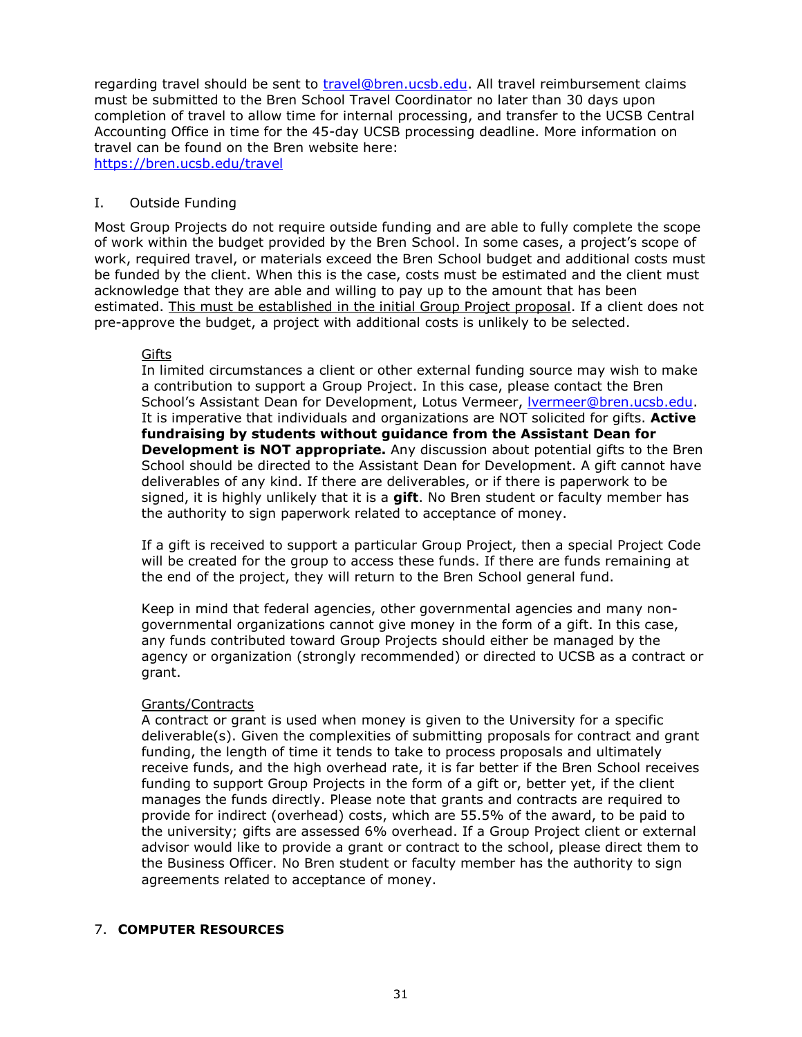regarding travel should be sent to [travel@bren.ucsb.edu](mailto:travel@bren.ucsb.edu). All travel reimbursement claims must be submitted to the Bren School Travel Coordinator no later than 30 days upon completion of travel to allow time for internal processing, and transfer to the UCSB Central Accounting Office in time for the 45-day UCSB processing deadline. More information on travel can be found on the Bren website here:
[https://bren.ucsb.edu/travel](https://bren.ucsb.edu/travel)

### I. Outside Funding

Most Group Projects do not require outside funding and are able to fully complete the scope of work within the budget provided by the Bren School. In some cases, a project's scope of work, required travel, or materials exceed the Bren School budget and additional costs must be funded by the client. When this is the case, costs must be estimated and the client must acknowledge that they are able and willing to pay up to the amount that has been estimated. <u>This must be established in the initial Group Project proposal</u>. If a client does not pre-approve the budget, a project with additional costs is unlikely to be selected.

<u>Gifts</u>

In limited circumstances a client or other external funding source may wish to make a contribution to support a Group Project. In this case, please contact the Bren School's Assistant Dean for Development, Lotus Vermeer, [lvermeer@bren.ucsb.edu](mailto:lvermeer@bren.ucsb.edu). It is imperative that individuals and organizations are NOT solicited for gifts. **Active fundraising by students without guidance from the Assistant Dean for Development is NOT appropriate.** Any discussion about potential gifts to the Bren School should be directed to the Assistant Dean for Development. A gift cannot have deliverables of any kind. If there are deliverables, or if there is paperwork to be signed, it is highly unlikely that it is a **gift**. No Bren student or faculty member has the authority to sign paperwork related to acceptance of money.

If a gift is received to support a particular Group Project, then a special Project Code will be created for the group to access these funds. If there are funds remaining at the end of the project, they will return to the Bren School general fund.

Keep in mind that federal agencies, other governmental agencies and many non-governmental organizations cannot give money in the form of a gift. In this case, any funds contributed toward Group Projects should either be managed by the agency or organization (strongly recommended) or directed to UCSB as a contract or grant.

<u>Grants/Contracts</u>

A contract or grant is used when money is given to the University for a specific deliverable(s). Given the complexities of submitting proposals for contract and grant funding, the length of time it tends to take to process proposals and ultimately receive funds, and the high overhead rate, it is far better if the Bren School receives funding to support Group Projects in the form of a gift or, better yet, if the client manages the funds directly. Please note that grants and contracts are required to provide for indirect (overhead) costs, which are 55.5% of the award, to be paid to the university; gifts are assessed 6% overhead. If a Group Project client or external advisor would like to provide a grant or contract to the school, please direct them to the Business Officer. No Bren student or faculty member has the authority to sign agreements related to acceptance of money.

## 7. COMPUTER RESOURCES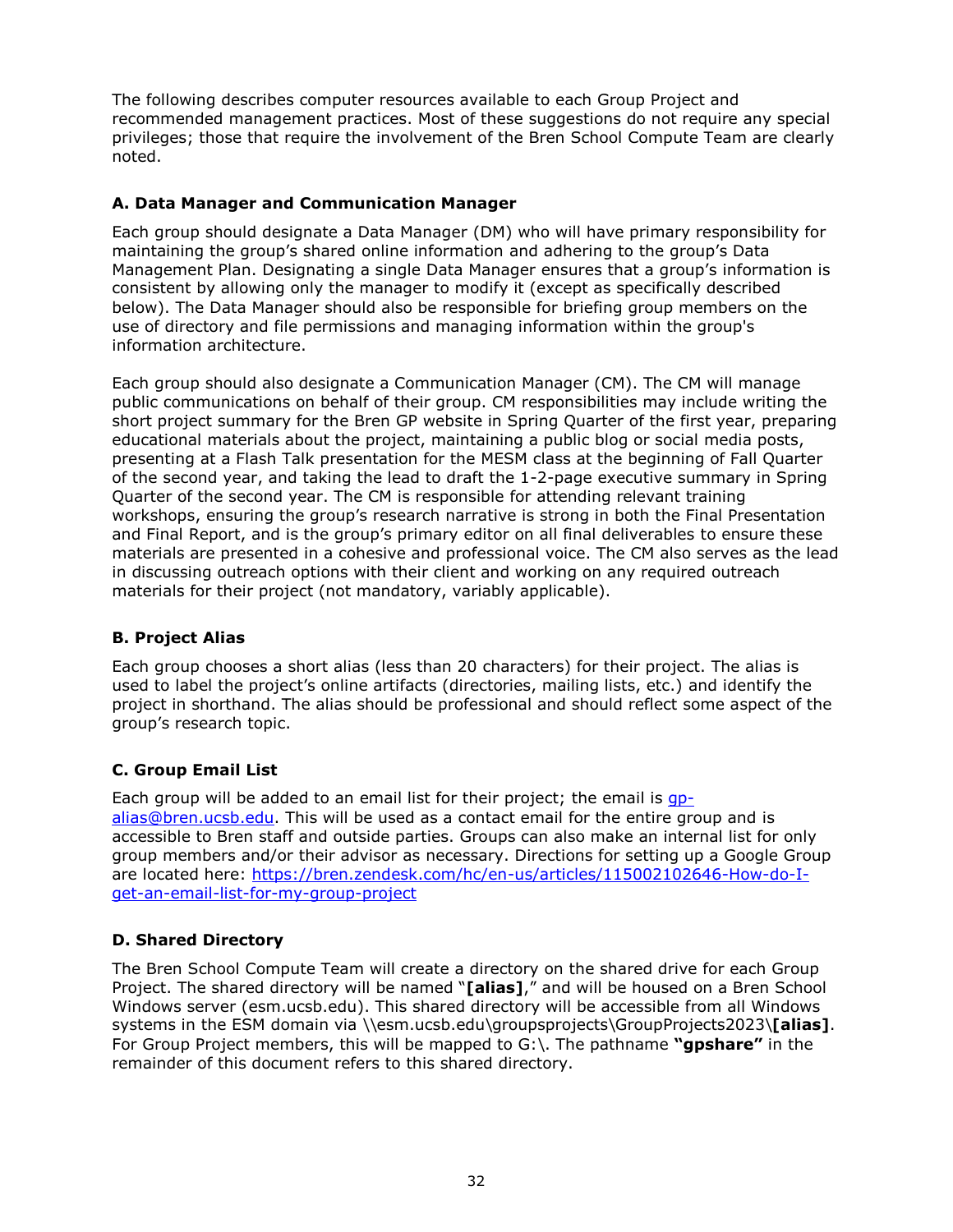The following describes computer resources available to each Group Project and recommended management practices. Most of these suggestions do not require any special privileges; those that require the involvement of the Bren School Compute Team are clearly noted.

### A. Data Manager and Communication Manager

Each group should designate a Data Manager (DM) who will have primary responsibility for maintaining the group's shared online information and adhering to the group's Data Management Plan. Designating a single Data Manager ensures that a group's information is consistent by allowing only the manager to modify it (except as specifically described below). The Data Manager should also be responsible for briefing group members on the use of directory and file permissions and managing information within the group's information architecture.

Each group should also designate a Communication Manager (CM). The CM will manage public communications on behalf of their group. CM responsibilities may include writing the short project summary for the Bren GP website in Spring Quarter of the first year, preparing educational materials about the project, maintaining a public blog or social media posts, presenting at a Flash Talk presentation for the MESM class at the beginning of Fall Quarter of the second year, and taking the lead to draft the 1-2-page executive summary in Spring Quarter of the second year. The CM is responsible for attending relevant training workshops, ensuring the group's research narrative is strong in both the Final Presentation and Final Report, and is the group's primary editor on all final deliverables to ensure these materials are presented in a cohesive and professional voice. The CM also serves as the lead in discussing outreach options with their client and working on any required outreach materials for their project (not mandatory, variably applicable).

### B. Project Alias

Each group chooses a short alias (less than 20 characters) for their project. The alias is used to label the project's online artifacts (directories, mailing lists, etc.) and identify the project in shorthand. The alias should be professional and should reflect some aspect of the group's research topic.

### C. Group Email List

Each group will be added to an email list for their project; the email is [gp-alias@bren.ucsb.edu](mailto:gp-alias@bren.ucsb.edu). This will be used as a contact email for the entire group and is accessible to Bren staff and outside parties. Groups can also make an internal list for only group members and/or their advisor as necessary. Directions for setting up a Google Group are located here: [https://bren.zendesk.com/hc/en-us/articles/115002102646-How-do-I-get-an-email-list-for-my-group-project](https://bren.zendesk.com/hc/en-us/articles/115002102646-How-do-I-get-an-email-list-for-my-group-project)

### D. Shared Directory

The Bren School Compute Team will create a directory on the shared drive for each Group Project. The shared directory will be named "**[alias]**," and will be housed on a Bren School Windows server (esm.ucsb.edu). This shared directory will be accessible from all Windows systems in the ESM domain via \\esm.ucsb.edu\groupsprojects\GroupProjects2023\\**[alias]**. For Group Project members, this will be mapped to G:\. The pathname **"gpshare"** in the remainder of this document refers to this shared directory.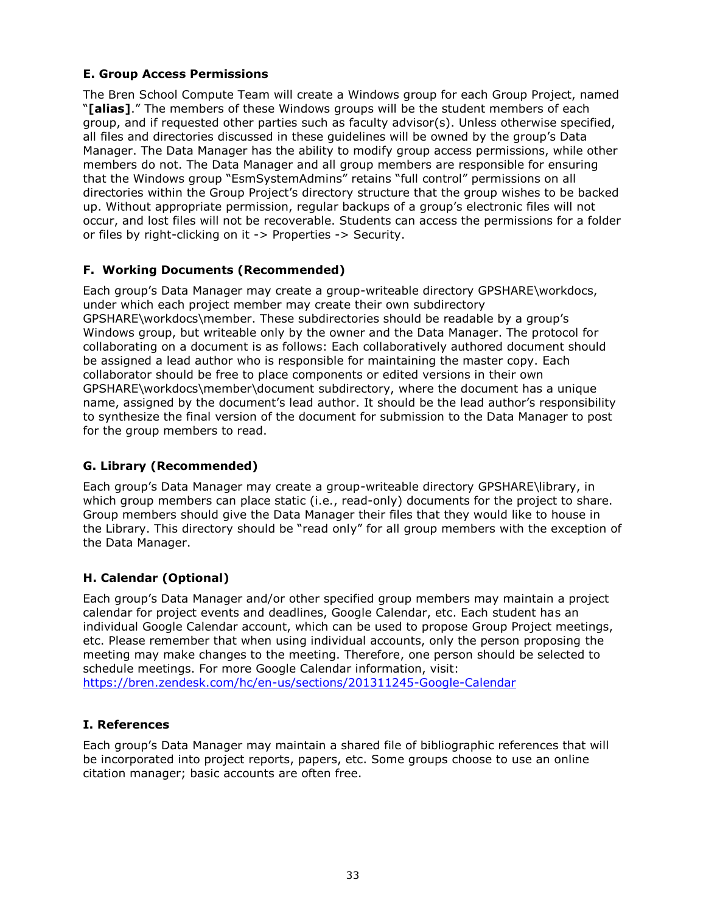### E. Group Access Permissions

The Bren School Compute Team will create a Windows group for each Group Project, named "**[alias]**." The members of these Windows groups will be the student members of each group, and if requested other parties such as faculty advisor(s). Unless otherwise specified, all files and directories discussed in these guidelines will be owned by the group's Data Manager. The Data Manager has the ability to modify group access permissions, while other members do not. The Data Manager and all group members are responsible for ensuring that the Windows group "EsmSystemAdmins" retains "full control" permissions on all directories within the Group Project's directory structure that the group wishes to be backed up. Without appropriate permission, regular backups of a group's electronic files will not occur, and lost files will not be recoverable. Students can access the permissions for a folder or files by right-clicking on it -> Properties -> Security.

### F. Working Documents (Recommended)

Each group's Data Manager may create a group-writeable directory GPSHARE\workdocs, under which each project member may create their own subdirectory GPSHARE\workdocs\member. These subdirectories should be readable by a group's Windows group, but writeable only by the owner and the Data Manager. The protocol for collaborating on a document is as follows: Each collaboratively authored document should be assigned a lead author who is responsible for maintaining the master copy. Each collaborator should be free to place components or edited versions in their own GPSHARE\workdocs\member\document subdirectory, where the document has a unique name, assigned by the document's lead author. It should be the lead author's responsibility to synthesize the final version of the document for submission to the Data Manager to post for the group members to read.

### G. Library (Recommended)

Each group's Data Manager may create a group-writeable directory GPSHARE\library, in which group members can place static (i.e., read-only) documents for the project to share. Group members should give the Data Manager their files that they would like to house in the Library. This directory should be "read only" for all group members with the exception of the Data Manager.

### H. Calendar (Optional)

Each group's Data Manager and/or other specified group members may maintain a project calendar for project events and deadlines, Google Calendar, etc. Each student has an individual Google Calendar account, which can be used to propose Group Project meetings, etc. Please remember that when using individual accounts, only the person proposing the meeting may make changes to the meeting. Therefore, one person should be selected to schedule meetings. For more Google Calendar information, visit: https://bren.zendesk.com/hc/en-us/sections/201311245-Google-Calendar

### I. References

Each group's Data Manager may maintain a shared file of bibliographic references that will be incorporated into project reports, papers, etc. Some groups choose to use an online citation manager; basic accounts are often free.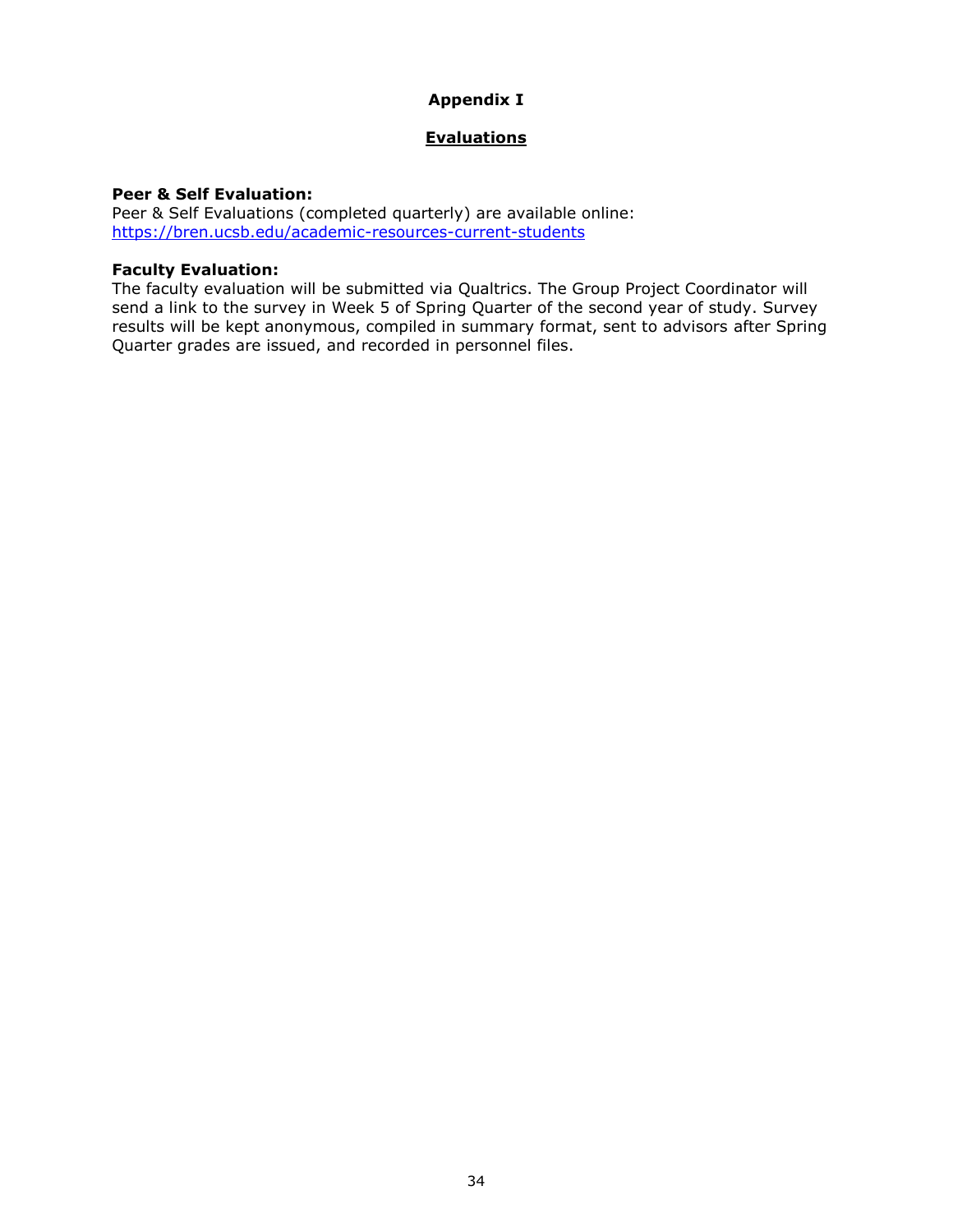# Appendix I

## Evaluations

**Peer & Self Evaluation:**
Peer & Self Evaluations (completed quarterly) are available online: https://bren.ucsb.edu/academic-resources-current-students

**Faculty Evaluation:**
The faculty evaluation will be submitted via Qualtrics. The Group Project Coordinator will send a link to the survey in Week 5 of Spring Quarter of the second year of study. Survey results will be kept anonymous, compiled in summary format, sent to advisors after Spring Quarter grades are issued, and recorded in personnel files.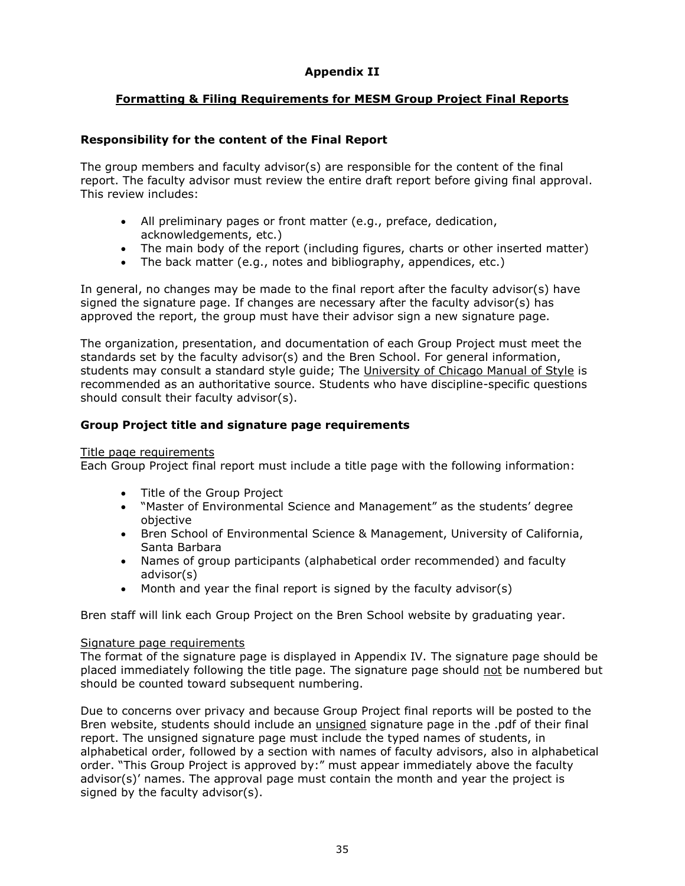# Appendix II

## Formatting & Filing Requirements for MESM Group Project Final Reports

### Responsibility for the content of the Final Report

The group members and faculty advisor(s) are responsible for the content of the final report. The faculty advisor must review the entire draft report before giving final approval. This review includes:

- All preliminary pages or front matter (e.g., preface, dedication, acknowledgements, etc.)
- The main body of the report (including figures, charts or other inserted matter)
- The back matter (e.g., notes and bibliography, appendices, etc.)

In general, no changes may be made to the final report after the faculty advisor(s) have signed the signature page. If changes are necessary after the faculty advisor(s) has approved the report, the group must have their advisor sign a new signature page.

The organization, presentation, and documentation of each Group Project must meet the standards set by the faculty advisor(s) and the Bren School. For general information, students may consult a standard style guide; The University of Chicago Manual of Style is recommended as an authoritative source. Students who have discipline-specific questions should consult their faculty advisor(s).

### Group Project title and signature page requirements

Title page requirements

Each Group Project final report must include a title page with the following information:

- Title of the Group Project
- "Master of Environmental Science and Management" as the students' degree objective
- Bren School of Environmental Science & Management, University of California, Santa Barbara
- Names of group participants (alphabetical order recommended) and faculty advisor(s)
- Month and year the final report is signed by the faculty advisor(s)

Bren staff will link each Group Project on the Bren School website by graduating year.

Signature page requirements

The format of the signature page is displayed in Appendix IV. The signature page should be placed immediately following the title page. The signature page should not be numbered but should be counted toward subsequent numbering.

Due to concerns over privacy and because Group Project final reports will be posted to the Bren website, students should include an unsigned signature page in the .pdf of their final report. The unsigned signature page must include the typed names of students, in alphabetical order, followed by a section with names of faculty advisors, also in alphabetical order. "This Group Project is approved by:" must appear immediately above the faculty advisor(s)' names. The approval page must contain the month and year the project is signed by the faculty advisor(s).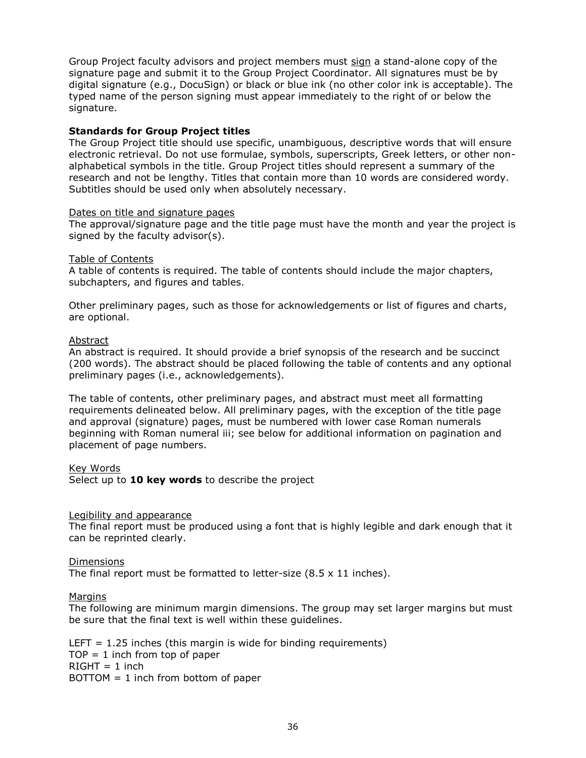Group Project faculty advisors and project members must sign a stand-alone copy of the signature page and submit it to the Group Project Coordinator. All signatures must be by digital signature (e.g., DocuSign) or black or blue ink (no other color ink is acceptable). The typed name of the person signing must appear immediately to the right of or below the signature.

**Standards for Group Project titles**

The Group Project title should use specific, unambiguous, descriptive words that will ensure electronic retrieval. Do not use formulae, symbols, superscripts, Greek letters, or other non-alphabetical symbols in the title. Group Project titles should represent a summary of the research and not be lengthy. Titles that contain more than 10 words are considered wordy. Subtitles should be used only when absolutely necessary.

Dates on title and signature pages

The approval/signature page and the title page must have the month and year the project is signed by the faculty advisor(s).

Table of Contents

A table of contents is required. The table of contents should include the major chapters, subchapters, and figures and tables.

Other preliminary pages, such as those for acknowledgements or list of figures and charts, are optional.

Abstract

An abstract is required. It should provide a brief synopsis of the research and be succinct (200 words). The abstract should be placed following the table of contents and any optional preliminary pages (i.e., acknowledgements).

The table of contents, other preliminary pages, and abstract must meet all formatting requirements delineated below. All preliminary pages, with the exception of the title page and approval (signature) pages, must be numbered with lower case Roman numerals beginning with Roman numeral iii; see below for additional information on pagination and placement of page numbers.

Key Words

Select up to **10 key words** to describe the project

Legibility and appearance

The final report must be produced using a font that is highly legible and dark enough that it can be reprinted clearly.

Dimensions

The final report must be formatted to letter-size (8.5 x 11 inches).

Margins

The following are minimum margin dimensions. The group may set larger margins but must be sure that the final text is well within these guidelines.

LEFT = 1.25 inches (this margin is wide for binding requirements)  
TOP = 1 inch from top of paper  
RIGHT = 1 inch  
BOTTOM = 1 inch from bottom of paper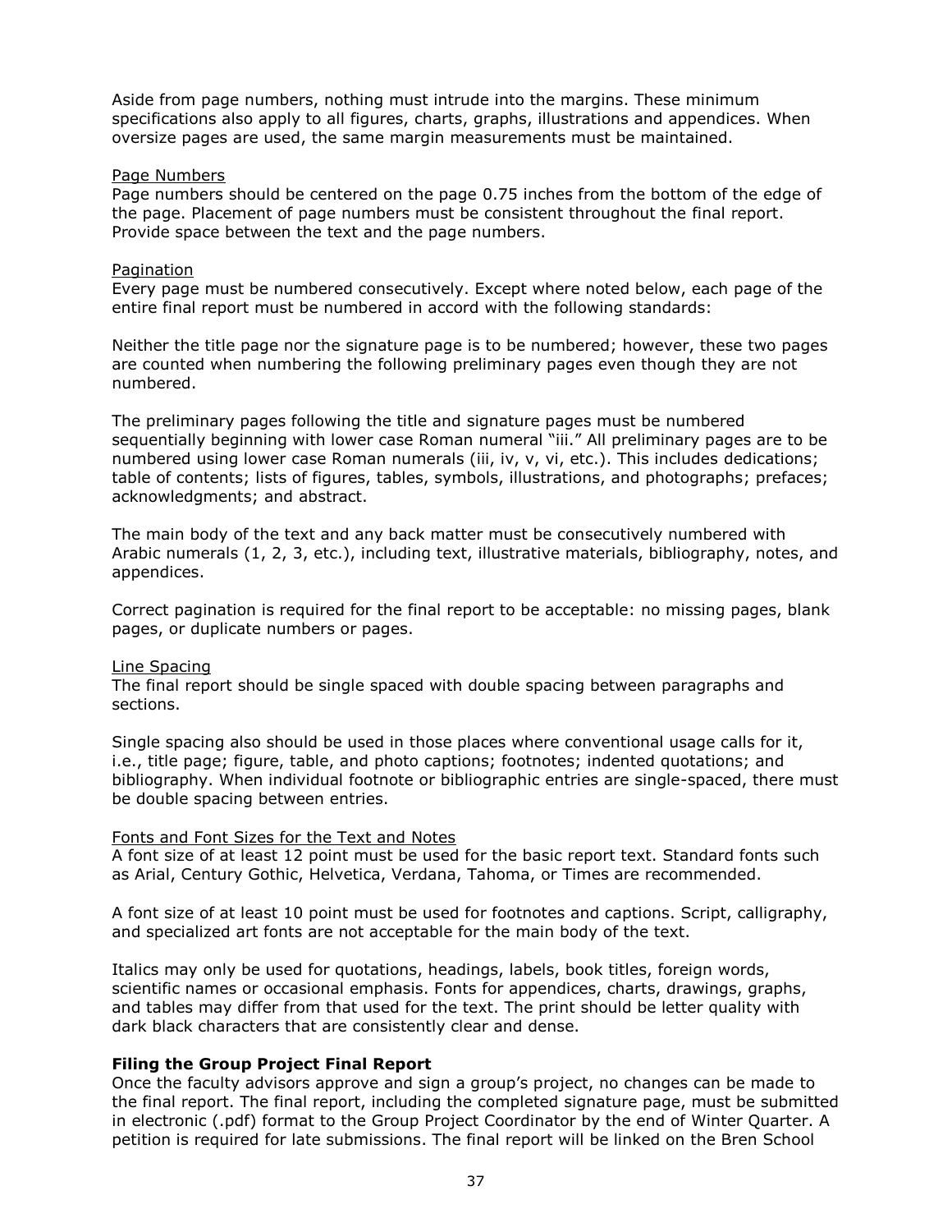Aside from page numbers, nothing must intrude into the margins. These minimum specifications also apply to all figures, charts, graphs, illustrations and appendices. When oversize pages are used, the same margin measurements must be maintained.

Page Numbers

Page numbers should be centered on the page 0.75 inches from the bottom of the edge of the page. Placement of page numbers must be consistent throughout the final report. Provide space between the text and the page numbers.

Pagination

Every page must be numbered consecutively. Except where noted below, each page of the entire final report must be numbered in accord with the following standards:

Neither the title page nor the signature page is to be numbered; however, these two pages are counted when numbering the following preliminary pages even though they are not numbered.

The preliminary pages following the title and signature pages must be numbered sequentially beginning with lower case Roman numeral "iii." All preliminary pages are to be numbered using lower case Roman numerals (iii, iv, v, vi, etc.). This includes dedications; table of contents; lists of figures, tables, symbols, illustrations, and photographs; prefaces; acknowledgments; and abstract.

The main body of the text and any back matter must be consecutively numbered with Arabic numerals (1, 2, 3, etc.), including text, illustrative materials, bibliography, notes, and appendices.

Correct pagination is required for the final report to be acceptable: no missing pages, blank pages, or duplicate numbers or pages.

Line Spacing

The final report should be single spaced with double spacing between paragraphs and sections.

Single spacing also should be used in those places where conventional usage calls for it, i.e., title page; figure, table, and photo captions; footnotes; indented quotations; and bibliography. When individual footnote or bibliographic entries are single-spaced, there must be double spacing between entries.

Fonts and Font Sizes for the Text and Notes

A font size of at least 12 point must be used for the basic report text. Standard fonts such as Arial, Century Gothic, Helvetica, Verdana, Tahoma, or Times are recommended.

A font size of at least 10 point must be used for footnotes and captions. Script, calligraphy, and specialized art fonts are not acceptable for the main body of the text.

Italics may only be used for quotations, headings, labels, book titles, foreign words, scientific names or occasional emphasis. Fonts for appendices, charts, drawings, graphs, and tables may differ from that used for the text. The print should be letter quality with dark black characters that are consistently clear and dense.

**Filing the Group Project Final Report**

Once the faculty advisors approve and sign a group's project, no changes can be made to the final report. The final report, including the completed signature page, must be submitted in electronic (.pdf) format to the Group Project Coordinator by the end of Winter Quarter. A petition is required for late submissions. The final report will be linked on the Bren School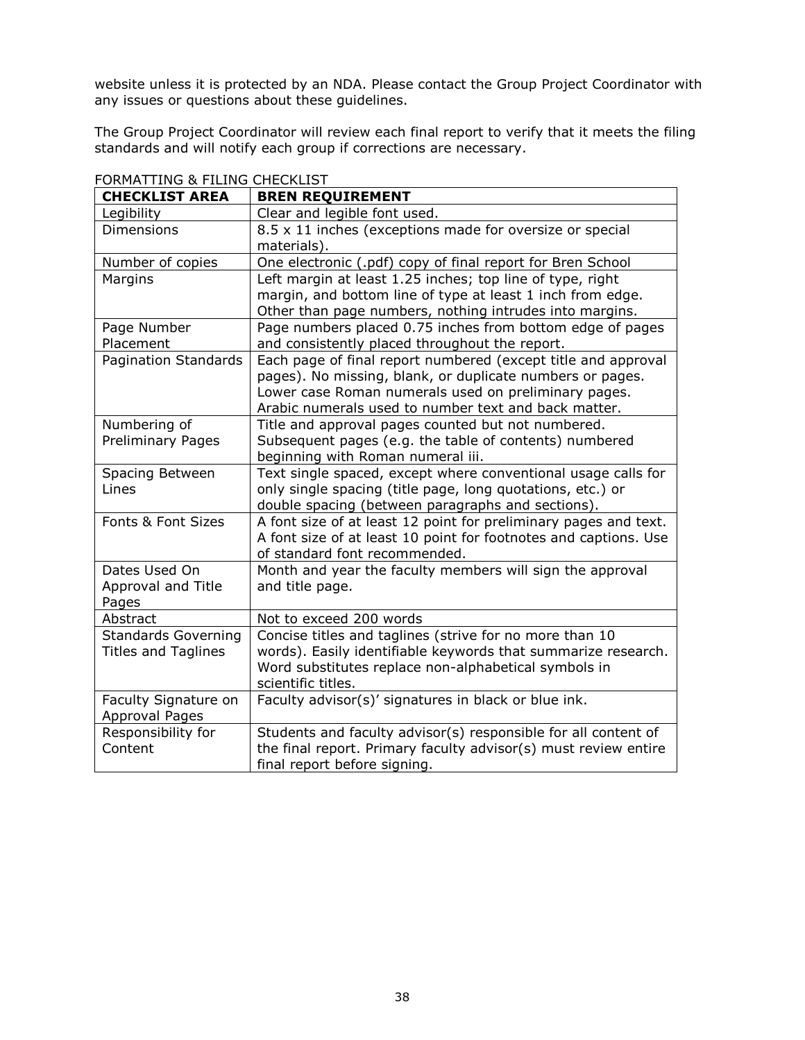website unless it is protected by an NDA. Please contact the Group Project Coordinator with any issues or questions about these guidelines.

The Group Project Coordinator will review each final report to verify that it meets the filing standards and will notify each group if corrections are necessary.

FORMATTING & FILING CHECKLIST

| CHECKLIST AREA | BREN REQUIREMENT |
|---|---|
| Legibility | Clear and legible font used. |
| Dimensions | 8.5 x 11 inches (exceptions made for oversize or special materials). |
| Number of copies | One electronic (.pdf) copy of final report for Bren School |
| Margins | Left margin at least 1.25 inches; top line of type, right margin, and bottom line of type at least 1 inch from edge. Other than page numbers, nothing intrudes into margins. |
| Page Number Placement | Page numbers placed 0.75 inches from bottom edge of pages and consistently placed throughout the report. |
| Pagination Standards | Each page of final report numbered (except title and approval pages). No missing, blank, or duplicate numbers or pages. Lower case Roman numerals used on preliminary pages. Arabic numerals used to number text and back matter. |
| Numbering of Preliminary Pages | Title and approval pages counted but not numbered. Subsequent pages (e.g. the table of contents) numbered beginning with Roman numeral iii. |
| Spacing Between Lines | Text single spaced, except where conventional usage calls for only single spacing (title page, long quotations, etc.) or double spacing (between paragraphs and sections). |
| Fonts & Font Sizes | A font size of at least 12 point for preliminary pages and text. A font size of at least 10 point for footnotes and captions. Use of standard font recommended. |
| Dates Used On Approval and Title Pages | Month and year the faculty members will sign the approval and title page. |
| Abstract | Not to exceed 200 words |
| Standards Governing Titles and Taglines | Concise titles and taglines (strive for no more than 10 words). Easily identifiable keywords that summarize research. Word substitutes replace non-alphabetical symbols in scientific titles. |
| Faculty Signature on Approval Pages | Faculty advisor(s)' signatures in black or blue ink. |
| Responsibility for Content | Students and faculty advisor(s) responsible for all content of the final report. Primary faculty advisor(s) must review entire final report before signing. |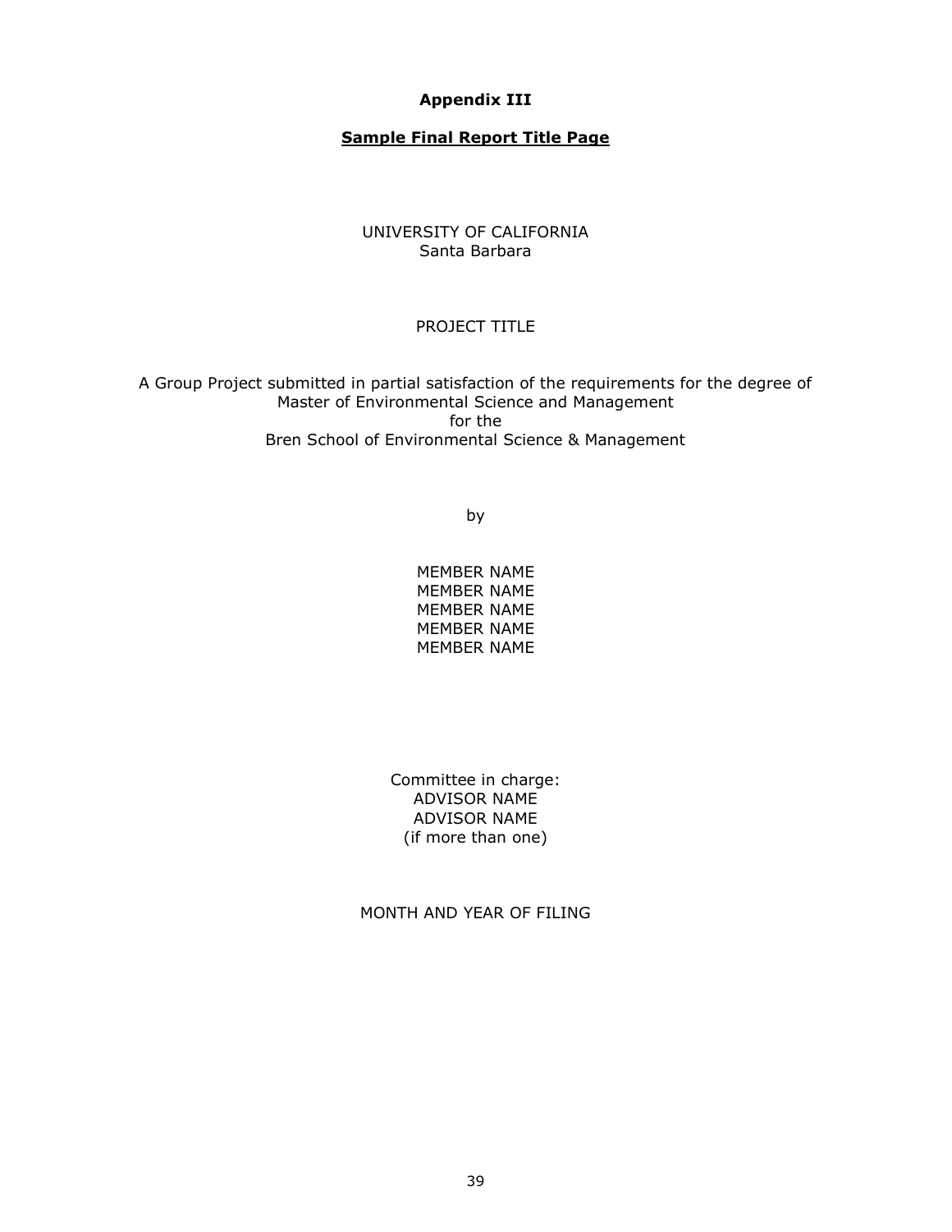**Appendix III**

**Sample Final Report Title Page**

UNIVERSITY OF CALIFORNIA
Santa Barbara

PROJECT TITLE

A Group Project submitted in partial satisfaction of the requirements for the degree of
Master of Environmental Science and Management
for the
Bren School of Environmental Science & Management

by

MEMBER NAME
MEMBER NAME
MEMBER NAME
MEMBER NAME
MEMBER NAME

Committee in charge:
ADVISOR NAME
ADVISOR NAME
(if more than one)

MONTH AND YEAR OF FILING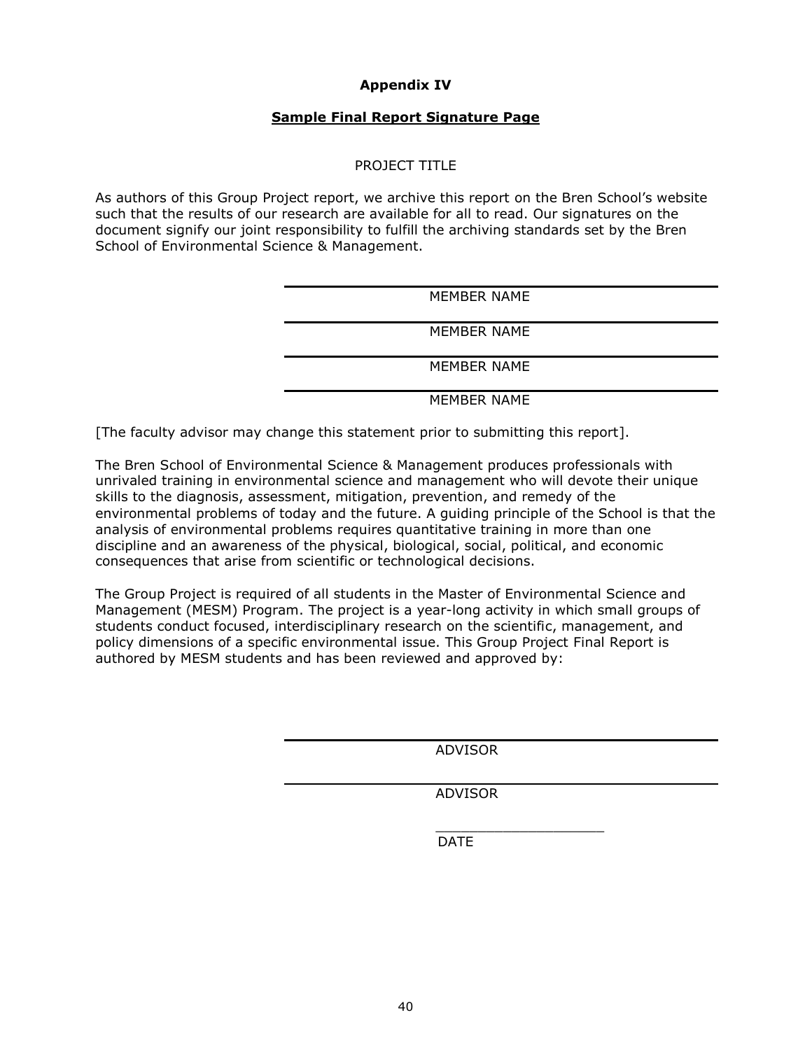## Appendix IV

## Sample Final Report Signature Page

PROJECT TITLE

As authors of this Group Project report, we archive this report on the Bren School's website such that the results of our research are available for all to read. Our signatures on the document signify our joint responsibility to fulfill the archiving standards set by the Bren School of Environmental Science & Management.

\_\_\_\_\_\_\_\_\_\_\_\_\_\_\_\_\_\_\_\_\_\_\_\_\_\_\_\_\_\_\_\_\_\_\_\_\_\_\_\_  
MEMBER NAME

\_\_\_\_\_\_\_\_\_\_\_\_\_\_\_\_\_\_\_\_\_\_\_\_\_\_\_\_\_\_\_\_\_\_\_\_\_\_\_\_  
MEMBER NAME

\_\_\_\_\_\_\_\_\_\_\_\_\_\_\_\_\_\_\_\_\_\_\_\_\_\_\_\_\_\_\_\_\_\_\_\_\_\_\_\_  
MEMBER NAME

\_\_\_\_\_\_\_\_\_\_\_\_\_\_\_\_\_\_\_\_\_\_\_\_\_\_\_\_\_\_\_\_\_\_\_\_\_\_\_\_  
MEMBER NAME

[The faculty advisor may change this statement prior to submitting this report].

The Bren School of Environmental Science & Management produces professionals with unrivaled training in environmental science and management who will devote their unique skills to the diagnosis, assessment, mitigation, prevention, and remedy of the environmental problems of today and the future. A guiding principle of the School is that the analysis of environmental problems requires quantitative training in more than one discipline and an awareness of the physical, biological, social, political, and economic consequences that arise from scientific or technological decisions.

The Group Project is required of all students in the Master of Environmental Science and Management (MESM) Program. The project is a year-long activity in which small groups of students conduct focused, interdisciplinary research on the scientific, management, and policy dimensions of a specific environmental issue. This Group Project Final Report is authored by MESM students and has been reviewed and approved by:

\_\_\_\_\_\_\_\_\_\_\_\_\_\_\_\_\_\_\_\_\_\_\_\_\_\_\_\_\_\_\_\_\_\_\_\_\_\_\_\_  
ADVISOR

\_\_\_\_\_\_\_\_\_\_\_\_\_\_\_\_\_\_\_\_\_\_\_\_\_\_\_\_\_\_\_\_\_\_\_\_\_\_\_\_  
ADVISOR

\_\_\_\_\_\_\_\_\_\_\_\_\_\_\_\_\_\_\_\_  
DATE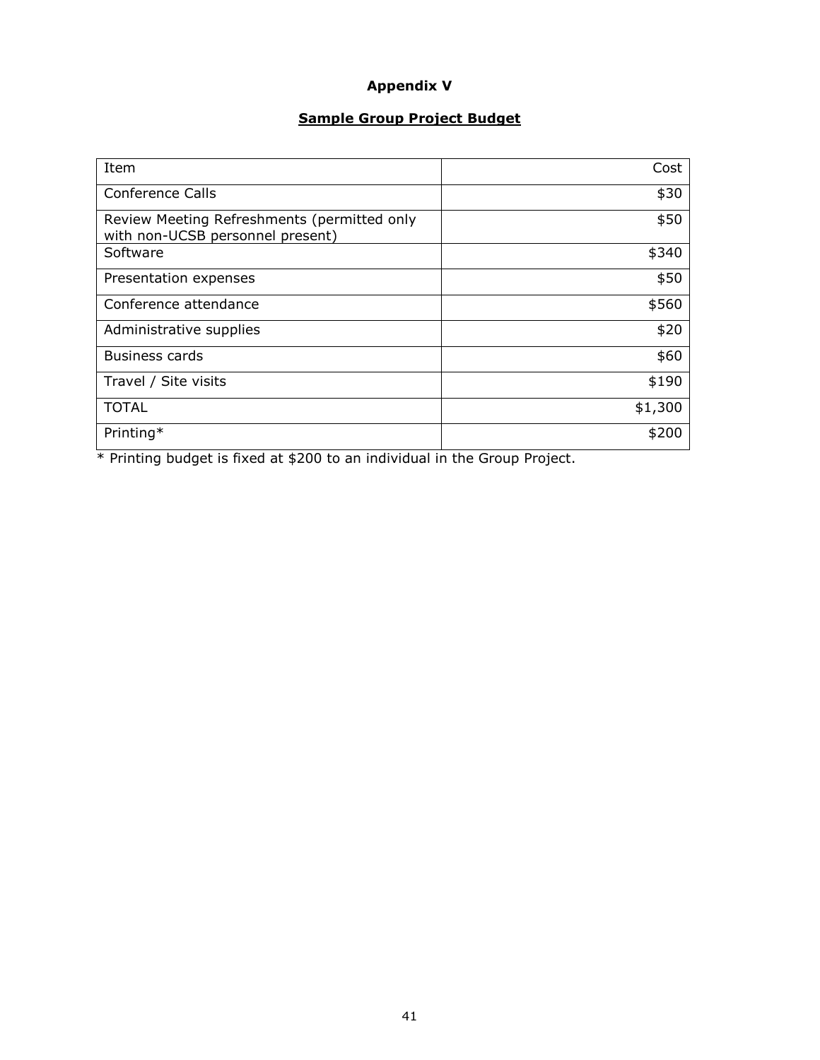# Appendix V

## Sample Group Project Budget

| Item | Cost |
|---|---|
| Conference Calls | $30 |
| Review Meeting Refreshments (permitted only with non-UCSB personnel present) | $50 |
| Software | $340 |
| Presentation expenses | $50 |
| Conference attendance | $560 |
| Administrative supplies | $20 |
| Business cards | $60 |
| Travel / Site visits | $190 |
| TOTAL | $1,300 |
| Printing* | $200 |

* Printing budget is fixed at $200 to an individual in the Group Project.